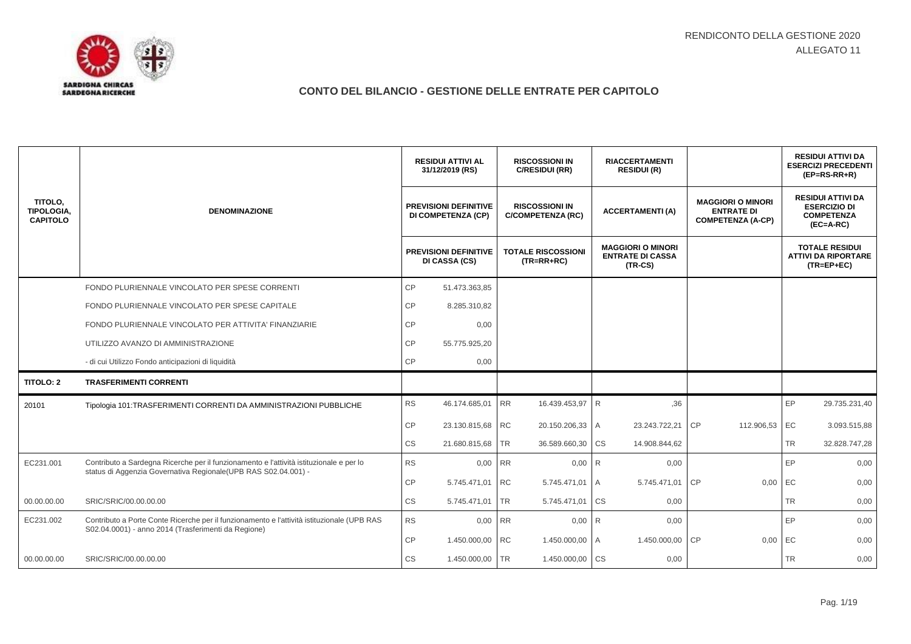RENDICONTO DELLA GESTIONE 2020
ALLEGATO 11

## CONTO DEL BILANCIO - GESTIONE DELLE ENTRATE PER CAPITOLO

| TITOLO, TIPOLOGIA, CAPITOLO | DENOMINAZIONE | | RESIDUI ATTIVI AL 31/12/2019 (RS) / PREVISIONI DEFINITIVE DI COMPETENZA (CP) / PREVISIONI DEFINITIVE DI CASSA (CS) | | RISCOSSIONI IN C/RESIDUI (RR) / RISCOSSIONI IN C/COMPETENZA (RC) / TOTALE RISCOSSIONI (TR=RR+RC) | | RIACCERTAMENTI RESIDUI (R) / ACCERTAMENTI (A) / MAGGIORI O MINORI ENTRATE DI CASSA (TR-CS) | | MAGGIORI O MINORI ENTRATE DI COMPETENZA (A-CP) | | RESIDUI ATTIVI DA ESERCIZI PRECEDENTI (EP=RS-RR+R) / RESIDUI ATTIVI DA ESERCIZIO DI COMPETENZA (EC=A-RC) / TOTALE RESIDUI ATTIVI DA RIPORTARE (TR=EP+EC) |
|---|---|---|---|---|---|---|---|---|---|---|---|
| | FONDO PLURIENNALE VINCOLATO PER SPESE CORRENTI | CP | 51.473.363,85 | | | | | | | | |
| | FONDO PLURIENNALE VINCOLATO PER SPESE CAPITALE | CP | 8.285.310,82 | | | | | | | | |
| | FONDO PLURIENNALE VINCOLATO PER ATTIVITA' FINANZIARIE | CP | 0,00 | | | | | | | | |
| | UTILIZZO AVANZO DI AMMINISTRAZIONE | CP | 55.775.925,20 | | | | | | | | |
| | - di cui Utilizzo Fondo anticipazioni di liquidità | CP | 0,00 | | | | | | | | |
| **TITOLO: 2** | **TRASFERIMENTI CORRENTI** | | | | | | | | | | |
| 20101 | Tipologia 101:TRASFERIMENTI CORRENTI DA AMMINISTRAZIONI PUBBLICHE | RS | 46.174.685,01 | RR | 16.439.453,97 | R | ,36 | | | EP | 29.735.231,40 |
| | | CP | 23.130.815,68 | RC | 20.150.206,33 | A | 23.243.722,21 | CP | 112.906,53 | EC | 3.093.515,88 |
| | | CS | 21.680.815,68 | TR | 36.589.660,30 | CS | 14.908.844,62 | | | TR | 32.828.747,28 |
| EC231.001 | Contributo a Sardegna Ricerche per il funzionamento e l'attività istituzionale e per lo status di Aggenzia Governativa Regionale(UPB RAS S02.04.001) - | RS | 0,00 | RR | 0,00 | R | 0,00 | | | EP | 0,00 |
| | | CP | 5.745.471,01 | RC | 5.745.471,01 | A | 5.745.471,01 | CP | 0,00 | EC | 0,00 |
| 00.00.00.00 | SRIC/SRIC/00.00.00.00 | CS | 5.745.471,01 | TR | 5.745.471,01 | CS | 0,00 | | | TR | 0,00 |
| EC231.002 | Contributo a Porte Conte Ricerche per il funzionamento e l'attività istituzionale (UPB RAS S02.04.0001) - anno 2014 (Trasferimenti da Regione) | RS | 0,00 | RR | 0,00 | R | 0,00 | | | EP | 0,00 |
| | | CP | 1.450.000,00 | RC | 1.450.000,00 | A | 1.450.000,00 | CP | 0,00 | EC | 0,00 |
| 00.00.00.00 | SRIC/SRIC/00.00.00.00 | CS | 1.450.000,00 | TR | 1.450.000,00 | CS | 0,00 | | | TR | 0,00 |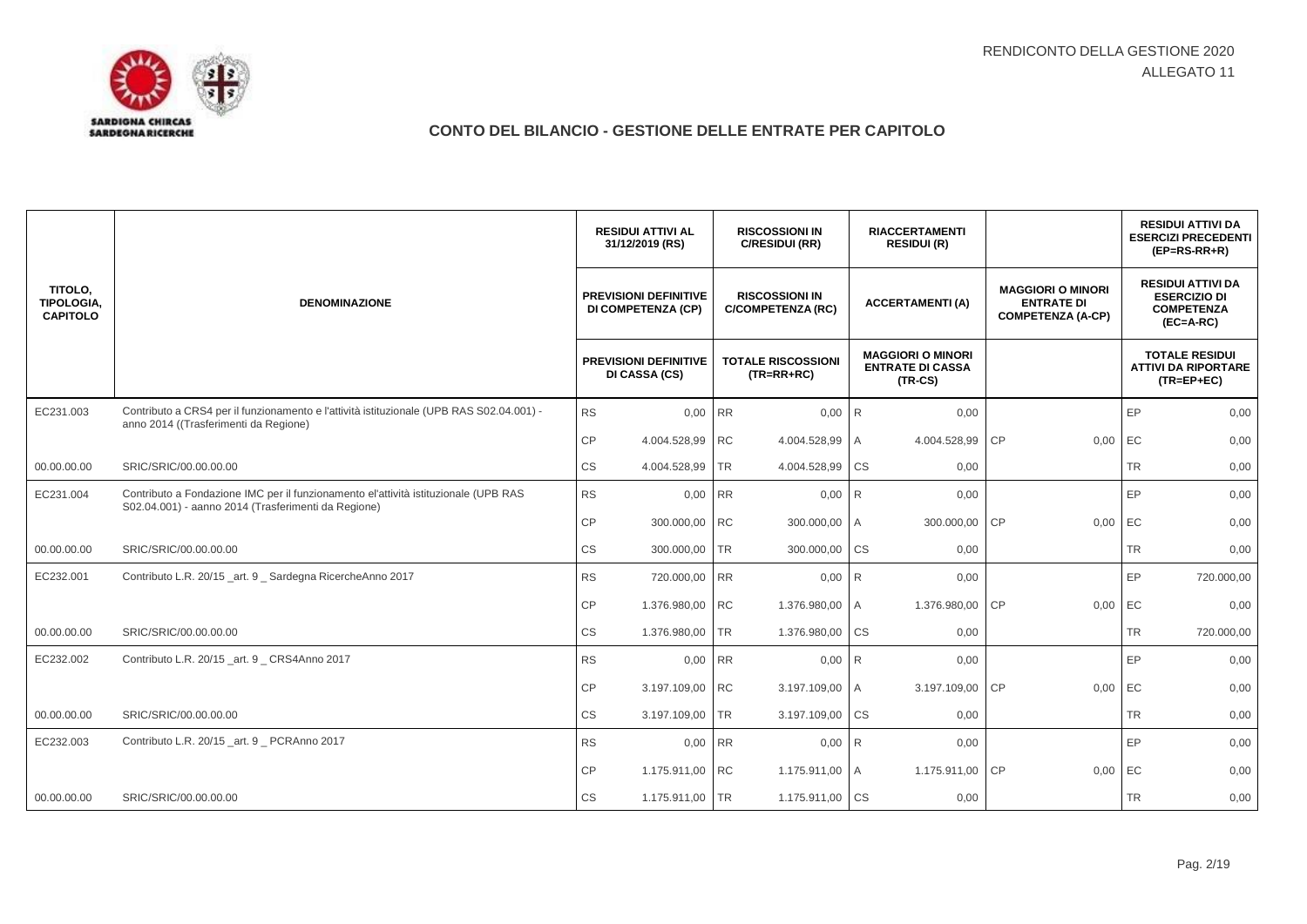RENDICONTO DELLA GESTIONE 2020
ALLEGATO 11

## CONTO DEL BILANCIO - GESTIONE DELLE ENTRATE PER CAPITOLO

| TITOLO, TIPOLOGIA, CAPITOLO | DENOMINAZIONE | | RESIDUI ATTIVI AL 31/12/2019 (RS) / PREVISIONI DEFINITIVE DI COMPETENZA (CP) / PREVISIONI DEFINITIVE DI CASSA (CS) | | RISCOSSIONI IN C/RESIDUI (RR) / RISCOSSIONI IN C/COMPETENZA (RC) / TOTALE RISCOSSIONI (TR=RR+RC) | | RIACCERTAMENTI RESIDUI (R) / ACCERTAMENTI (A) / MAGGIORI O MINORI ENTRATE DI CASSA (TR-CS) | | MAGGIORI O MINORI ENTRATE DI COMPETENZA (A-CP) | | RESIDUI ATTIVI DA ESERCIZI PRECEDENTI (EP=RS-RR+R) / RESIDUI ATTIVI DA ESERCIZIO DI COMPETENZA (EC=A-RC) / TOTALE RESIDUI ATTIVI DA RIPORTARE (TR=EP+EC) |
|---|---|---|---|---|---|---|---|---|---|---|---|
| EC231.003 | Contributo a CRS4 per il funzionamento e l'attività istituzionale (UPB RAS S02.04.001) - anno 2014 ((Trasferimenti da Regione) | RS | 0,00 | RR | 0,00 | R | 0,00 | | | EP | 0,00 |
| | | CP | 4.004.528,99 | RC | 4.004.528,99 | A | 4.004.528,99 | CP | 0,00 | EC | 0,00 |
| 00.00.00.00 | SRIC/SRIC/00.00.00.00 | CS | 4.004.528,99 | TR | 4.004.528,99 | CS | 0,00 | | | TR | 0,00 |
| EC231.004 | Contributo a Fondazione IMC per il funzionamento el'attività istituzionale (UPB RAS S02.04.001) - aanno 2014 (Trasferimenti da Regione) | RS | 0,00 | RR | 0,00 | R | 0,00 | | | EP | 0,00 |
| | | CP | 300.000,00 | RC | 300.000,00 | A | 300.000,00 | CP | 0,00 | EC | 0,00 |
| 00.00.00.00 | SRIC/SRIC/00.00.00.00 | CS | 300.000,00 | TR | 300.000,00 | CS | 0,00 | | | TR | 0,00 |
| EC232.001 | Contributo L.R. 20/15 _art. 9 _ Sardegna RicercheAnno 2017 | RS | 720.000,00 | RR | 0,00 | R | 0,00 | | | EP | 720.000,00 |
| | | CP | 1.376.980,00 | RC | 1.376.980,00 | A | 1.376.980,00 | CP | 0,00 | EC | 0,00 |
| 00.00.00.00 | SRIC/SRIC/00.00.00.00 | CS | 1.376.980,00 | TR | 1.376.980,00 | CS | 0,00 | | | TR | 720.000,00 |
| EC232.002 | Contributo L.R. 20/15 _art. 9 _ CRS4Anno 2017 | RS | 0,00 | RR | 0,00 | R | 0,00 | | | EP | 0,00 |
| | | CP | 3.197.109,00 | RC | 3.197.109,00 | A | 3.197.109,00 | CP | 0,00 | EC | 0,00 |
| 00.00.00.00 | SRIC/SRIC/00.00.00.00 | CS | 3.197.109,00 | TR | 3.197.109,00 | CS | 0,00 | | | TR | 0,00 |
| EC232.003 | Contributo L.R. 20/15 _art. 9 _ PCRAnno 2017 | RS | 0,00 | RR | 0,00 | R | 0,00 | | | EP | 0,00 |
| | | CP | 1.175.911,00 | RC | 1.175.911,00 | A | 1.175.911,00 | CP | 0,00 | EC | 0,00 |
| 00.00.00.00 | SRIC/SRIC/00.00.00.00 | CS | 1.175.911,00 | TR | 1.175.911,00 | CS | 0,00 | | | TR | 0,00 |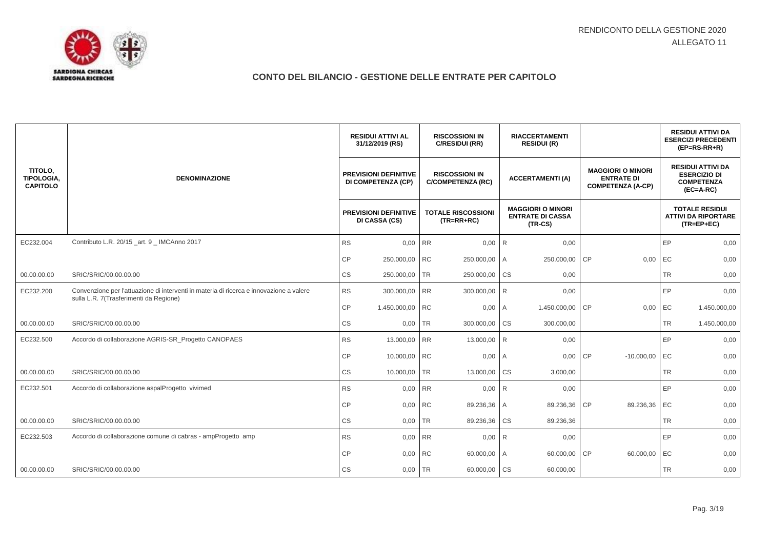RENDICONTO DELLA GESTIONE 2020
ALLEGATO 11

## CONTO DEL BILANCIO - GESTIONE DELLE ENTRATE PER CAPITOLO

| TITOLO, TIPOLOGIA, CAPITOLO | DENOMINAZIONE | | RESIDUI ATTIVI AL 31/12/2019 (RS) | | RISCOSSIONI IN C/RESIDUI (RR) | | RIACCERTAMENTI RESIDUI (R) | | | | RESIDUI ATTIVI DA ESERCIZI PRECEDENTI (EP=RS-RR+R) |
|---|---|---|---|---|---|---|---|---|---|---|---|
| | | | PREVISIONI DEFINITIVE DI COMPETENZA (CP) | | RISCOSSIONI IN C/COMPETENZA (RC) | | ACCERTAMENTI (A) | | MAGGIORI O MINORI ENTRATE DI COMPETENZA (A-CP) | | RESIDUI ATTIVI DA ESERCIZIO DI COMPETENZA (EC=A-RC) |
| | | | PREVISIONI DEFINITIVE DI CASSA (CS) | | TOTALE RISCOSSIONI (TR=RR+RC) | | MAGGIORI O MINORI ENTRATE DI CASSA (TR-CS) | | | | TOTALE RESIDUI ATTIVI DA RIPORTARE (TR=EP+EC) |
| EC232.004 | Contributo L.R. 20/15 _art. 9 _ IMCAnno 2017 | RS | 0,00 | RR | 0,00 | R | 0,00 | | | EP | 0,00 |
| | | CP | 250.000,00 | RC | 250.000,00 | A | 250.000,00 | CP | 0,00 | EC | 0,00 |
| 00.00.00.00 | SRIC/SRIC/00.00.00.00 | CS | 250.000,00 | TR | 250.000,00 | CS | 0,00 | | | TR | 0,00 |
| EC232.200 | Convenzione per l'attuazione di interventi in materia di ricerca e innovazione a valere sulla L.R. 7(Trasferimenti da Regione) | RS | 300.000,00 | RR | 300.000,00 | R | 0,00 | | | EP | 0,00 |
| | | CP | 1.450.000,00 | RC | 0,00 | A | 1.450.000,00 | CP | 0,00 | EC | 1.450.000,00 |
| 00.00.00.00 | SRIC/SRIC/00.00.00.00 | CS | 0,00 | TR | 300.000,00 | CS | 300.000,00 | | | TR | 1.450.000,00 |
| EC232.500 | Accordo di collaborazione AGRIS-SR_Progetto CANOPAES | RS | 13.000,00 | RR | 13.000,00 | R | 0,00 | | | EP | 0,00 |
| | | CP | 10.000,00 | RC | 0,00 | A | 0,00 | CP | -10.000,00 | EC | 0,00 |
| 00.00.00.00 | SRIC/SRIC/00.00.00.00 | CS | 10.000,00 | TR | 13.000,00 | CS | 3.000,00 | | | TR | 0,00 |
| EC232.501 | Accordo di collaborazione aspalProgetto vivimed | RS | 0,00 | RR | 0,00 | R | 0,00 | | | EP | 0,00 |
| | | CP | 0,00 | RC | 89.236,36 | A | 89.236,36 | CP | 89.236,36 | EC | 0,00 |
| 00.00.00.00 | SRIC/SRIC/00.00.00.00 | CS | 0,00 | TR | 89.236,36 | CS | 89.236,36 | | | TR | 0,00 |
| EC232.503 | Accordo di collaborazione comune di cabras - ampProgetto amp | RS | 0,00 | RR | 0,00 | R | 0,00 | | | EP | 0,00 |
| | | CP | 0,00 | RC | 60.000,00 | A | 60.000,00 | CP | 60.000,00 | EC | 0,00 |
| 00.00.00.00 | SRIC/SRIC/00.00.00.00 | CS | 0,00 | TR | 60.000,00 | CS | 60.000,00 | | | TR | 0,00 |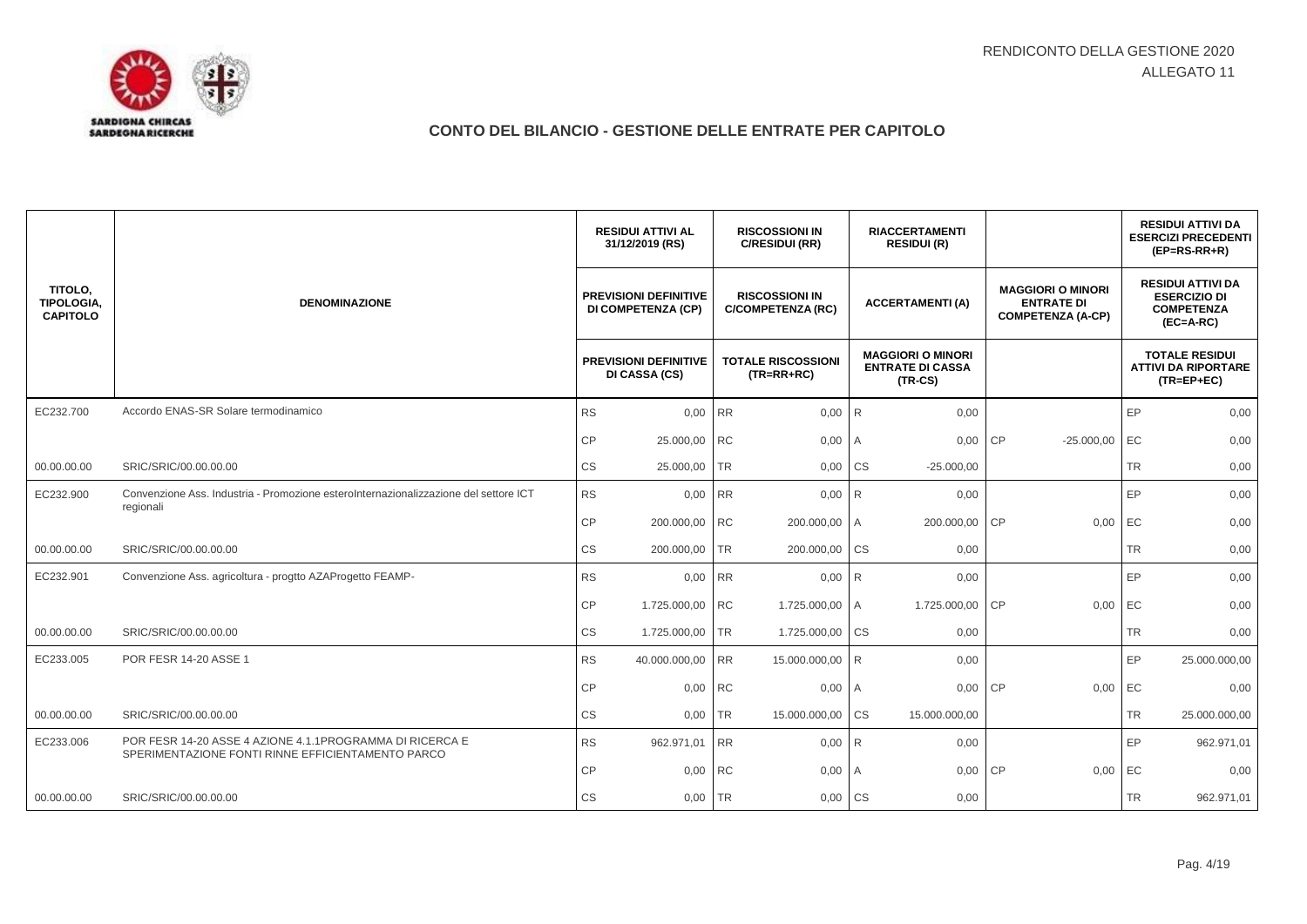RENDICONTO DELLA GESTIONE 2020
ALLEGATO 11

## CONTO DEL BILANCIO - GESTIONE DELLE ENTRATE PER CAPITOLO

| TITOLO, TIPOLOGIA, CAPITOLO | DENOMINAZIONE | | RESIDUI ATTIVI AL 31/12/2019 (RS) / PREVISIONI DEFINITIVE DI COMPETENZA (CP) / PREVISIONI DEFINITIVE DI CASSA (CS) | | RISCOSSIONI IN C/RESIDUI (RR) / RISCOSSIONI IN C/COMPETENZA (RC) / TOTALE RISCOSSIONI (TR=RR+RC) | | RIACCERTAMENTI RESIDUI (R) / ACCERTAMENTI (A) / MAGGIORI O MINORI ENTRATE DI CASSA (TR-CS) | | MAGGIORI O MINORI ENTRATE DI COMPETENZA (A-CP) | | RESIDUI ATTIVI DA ESERCIZI PRECEDENTI (EP=RS-RR+R) / RESIDUI ATTIVI DA ESERCIZIO DI COMPETENZA (EC=A-RC) / TOTALE RESIDUI ATTIVI DA RIPORTARE (TR=EP+EC) |
|---|---|---|---|---|---|---|---|---|---|---|---|
| EC232.700 | Accordo ENAS-SR Solare termodinamico | RS | 0,00 | RR | 0,00 | R | 0,00 | | | EP | 0,00 |
| | | CP | 25.000,00 | RC | 0,00 | A | 0,00 | CP | -25.000,00 | EC | 0,00 |
| 00.00.00.00 | SRIC/SRIC/00.00.00.00 | CS | 25.000,00 | TR | 0,00 | CS | -25.000,00 | | | TR | 0,00 |
| EC232.900 | Convenzione Ass. Industria - Promozione esteroInternazionalizzazione del settore ICT regionali | RS | 0,00 | RR | 0,00 | R | 0,00 | | | EP | 0,00 |
| | | CP | 200.000,00 | RC | 200.000,00 | A | 200.000,00 | CP | 0,00 | EC | 0,00 |
| 00.00.00.00 | SRIC/SRIC/00.00.00.00 | CS | 200.000,00 | TR | 200.000,00 | CS | 0,00 | | | TR | 0,00 |
| EC232.901 | Convenzione Ass. agricoltura - progtto AZAProgetto FEAMP- | RS | 0,00 | RR | 0,00 | R | 0,00 | | | EP | 0,00 |
| | | CP | 1.725.000,00 | RC | 1.725.000,00 | A | 1.725.000,00 | CP | 0,00 | EC | 0,00 |
| 00.00.00.00 | SRIC/SRIC/00.00.00.00 | CS | 1.725.000,00 | TR | 1.725.000,00 | CS | 0,00 | | | TR | 0,00 |
| EC233.005 | POR FESR 14-20 ASSE 1 | RS | 40.000.000,00 | RR | 15.000.000,00 | R | 0,00 | | | EP | 25.000.000,00 |
| | | CP | 0,00 | RC | 0,00 | A | 0,00 | CP | 0,00 | EC | 0,00 |
| 00.00.00.00 | SRIC/SRIC/00.00.00.00 | CS | 0,00 | TR | 15.000.000,00 | CS | 15.000.000,00 | | | TR | 25.000.000,00 |
| EC233.006 | POR FESR 14-20 ASSE 4 AZIONE 4.1.1PROGRAMMA DI RICERCA E SPERIMENTAZIONE FONTI RINNE EFFICIENTAMENTO PARCO | RS | 962.971,01 | RR | 0,00 | R | 0,00 | | | EP | 962.971,01 |
| | | CP | 0,00 | RC | 0,00 | A | 0,00 | CP | 0,00 | EC | 0,00 |
| 00.00.00.00 | SRIC/SRIC/00.00.00.00 | CS | 0,00 | TR | 0,00 | CS | 0,00 | | | TR | 962.971,01 |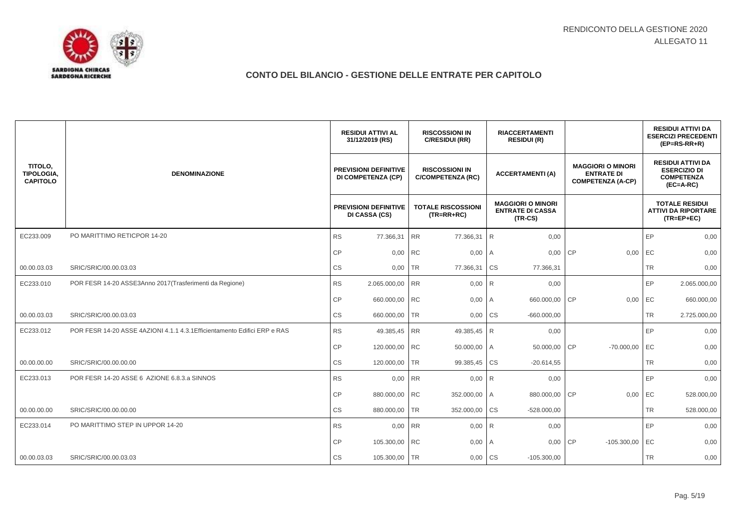RENDICONTO DELLA GESTIONE 2020
ALLEGATO 11

## CONTO DEL BILANCIO - GESTIONE DELLE ENTRATE PER CAPITOLO

| TITOLO, TIPOLOGIA, CAPITOLO | DENOMINAZIONE | | RESIDUI ATTIVI AL 31/12/2019 (RS) / PREVISIONI DEFINITIVE DI COMPETENZA (CP) / PREVISIONI DEFINITIVE DI CASSA (CS) | | RISCOSSIONI IN C/RESIDUI (RR) / RISCOSSIONI IN C/COMPETENZA (RC) / TOTALE RISCOSSIONI (TR=RR+RC) | | RIACCERTAMENTI RESIDUI (R) / ACCERTAMENTI (A) / MAGGIORI O MINORI ENTRATE DI CASSA (TR-CS) | | MAGGIORI O MINORI ENTRATE DI COMPETENZA (A-CP) | | RESIDUI ATTIVI DA ESERCIZI PRECEDENTI (EP=RS-RR+R) / RESIDUI ATTIVI DA ESERCIZIO DI COMPETENZA (EC=A-RC) / TOTALE RESIDUI ATTIVI DA RIPORTARE (TR=EP+EC) |
|---|---|---|---|---|---|---|---|---|---|---|---|
| EC233.009 | PO MARITTIMO RETICPOR 14-20 | RS | 77.366,31 | RR | 77.366,31 | R | 0,00 | | | EP | 0,00 |
| | | CP | 0,00 | RC | 0,00 | A | 0,00 | CP | 0,00 | EC | 0,00 |
| 00.00.03.03 | SRIC/SRIC/00.00.03.03 | CS | 0,00 | TR | 77.366,31 | CS | 77.366,31 | | | TR | 0,00 |
| EC233.010 | POR FESR 14-20 ASSE3Anno 2017(Trasferimenti da Regione) | RS | 2.065.000,00 | RR | 0,00 | R | 0,00 | | | EP | 2.065.000,00 |
| | | CP | 660.000,00 | RC | 0,00 | A | 660.000,00 | CP | 0,00 | EC | 660.000,00 |
| 00.00.03.03 | SRIC/SRIC/00.00.03.03 | CS | 660.000,00 | TR | 0,00 | CS | -660.000,00 | | | TR | 2.725.000,00 |
| EC233.012 | POR FESR 14-20 ASSE 4AZIONI 4.1.1 4.3.1Efficientamento Edifici ERP e RAS | RS | 49.385,45 | RR | 49.385,45 | R | 0,00 | | | EP | 0,00 |
| | | CP | 120.000,00 | RC | 50.000,00 | A | 50.000,00 | CP | -70.000,00 | EC | 0,00 |
| 00.00.00.00 | SRIC/SRIC/00.00.00.00 | CS | 120.000,00 | TR | 99.385,45 | CS | -20.614,55 | | | TR | 0,00 |
| EC233.013 | POR FESR 14-20 ASSE 6 AZIONE 6.8.3.a SINNOS | RS | 0,00 | RR | 0,00 | R | 0,00 | | | EP | 0,00 |
| | | CP | 880.000,00 | RC | 352.000,00 | A | 880.000,00 | CP | 0,00 | EC | 528.000,00 |
| 00.00.00.00 | SRIC/SRIC/00.00.00.00 | CS | 880.000,00 | TR | 352.000,00 | CS | -528.000,00 | | | TR | 528.000,00 |
| EC233.014 | PO MARITTIMO STEP IN UPPOR 14-20 | RS | 0,00 | RR | 0,00 | R | 0,00 | | | EP | 0,00 |
| | | CP | 105.300,00 | RC | 0,00 | A | 0,00 | CP | -105.300,00 | EC | 0,00 |
| 00.00.03.03 | SRIC/SRIC/00.00.03.03 | CS | 105.300,00 | TR | 0,00 | CS | -105.300,00 | | | TR | 0,00 |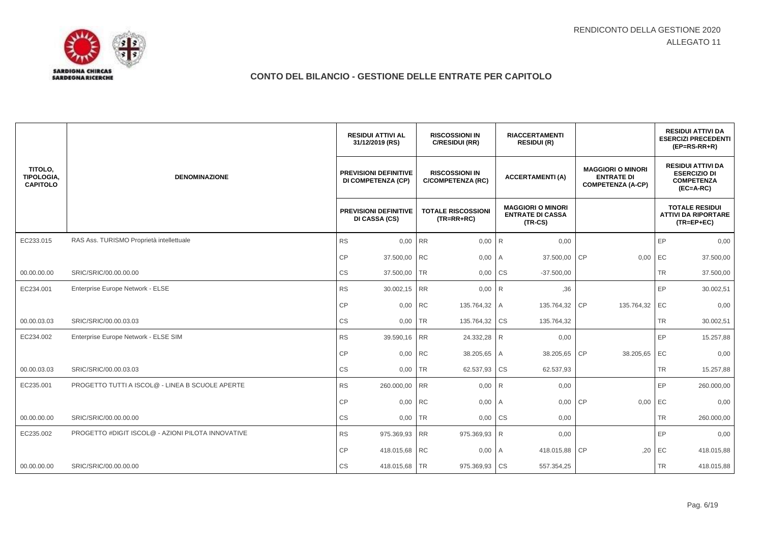RENDICONTO DELLA GESTIONE 2020
ALLEGATO 11

## CONTO DEL BILANCIO - GESTIONE DELLE ENTRATE PER CAPITOLO

| TITOLO, TIPOLOGIA, CAPITOLO | DENOMINAZIONE | | RESIDUI ATTIVI AL 31/12/2019 (RS) / PREVISIONI DEFINITIVE DI COMPETENZA (CP) / PREVISIONI DEFINITIVE DI CASSA (CS) | | RISCOSSIONI IN C/RESIDUI (RR) / RISCOSSIONI IN C/COMPETENZA (RC) / TOTALE RISCOSSIONI (TR=RR+RC) | | RIACCERTAMENTI RESIDUI (R) / ACCERTAMENTI (A) / MAGGIORI O MINORI ENTRATE DI CASSA (TR-CS) | | MAGGIORI O MINORI ENTRATE DI COMPETENZA (A-CP) | | RESIDUI ATTIVI DA ESERCIZI PRECEDENTI (EP=RS-RR+R) / RESIDUI ATTIVI DA ESERCIZIO DI COMPETENZA (EC=A-RC) / TOTALE RESIDUI ATTIVI DA RIPORTARE (TR=EP+EC) |
|---|---|---|---|---|---|---|---|---|---|---|---|
| EC233.015 | RAS Ass. TURISMO Proprietà intellettuale | RS | 0,00 | RR | 0,00 | R | 0,00 | | | EP | 0,00 |
| | | CP | 37.500,00 | RC | 0,00 | A | 37.500,00 | CP | 0,00 | EC | 37.500,00 |
| 00.00.00.00 | SRIC/SRIC/00.00.00.00 | CS | 37.500,00 | TR | 0,00 | CS | -37.500,00 | | | TR | 37.500,00 |
| EC234.001 | Enterprise Europe Network - ELSE | RS | 30.002,15 | RR | 0,00 | R | ,36 | | | EP | 30.002,51 |
| | | CP | 0,00 | RC | 135.764,32 | A | 135.764,32 | CP | 135.764,32 | EC | 0,00 |
| 00.00.03.03 | SRIC/SRIC/00.00.03.03 | CS | 0,00 | TR | 135.764,32 | CS | 135.764,32 | | | TR | 30.002,51 |
| EC234.002 | Enterprise Europe Network - ELSE SIM | RS | 39.590,16 | RR | 24.332,28 | R | 0,00 | | | EP | 15.257,88 |
| | | CP | 0,00 | RC | 38.205,65 | A | 38.205,65 | CP | 38.205,65 | EC | 0,00 |
| 00.00.03.03 | SRIC/SRIC/00.00.03.03 | CS | 0,00 | TR | 62.537,93 | CS | 62.537,93 | | | TR | 15.257,88 |
| EC235.001 | PROGETTO TUTTI A ISCOL@ - LINEA B SCUOLE APERTE | RS | 260.000,00 | RR | 0,00 | R | 0,00 | | | EP | 260.000,00 |
| | | CP | 0,00 | RC | 0,00 | A | 0,00 | CP | 0,00 | EC | 0,00 |
| 00.00.00.00 | SRIC/SRIC/00.00.00.00 | CS | 0,00 | TR | 0,00 | CS | 0,00 | | | TR | 260.000,00 |
| EC235.002 | PROGETTO #DIGIT ISCOL@ - AZIONI PILOTA INNOVATIVE | RS | 975.369,93 | RR | 975.369,93 | R | 0,00 | | | EP | 0,00 |
| | | CP | 418.015,68 | RC | 0,00 | A | 418.015,88 | CP | ,20 | EC | 418.015,88 |
| 00.00.00.00 | SRIC/SRIC/00.00.00.00 | CS | 418.015,68 | TR | 975.369,93 | CS | 557.354,25 | | | TR | 418.015,88 |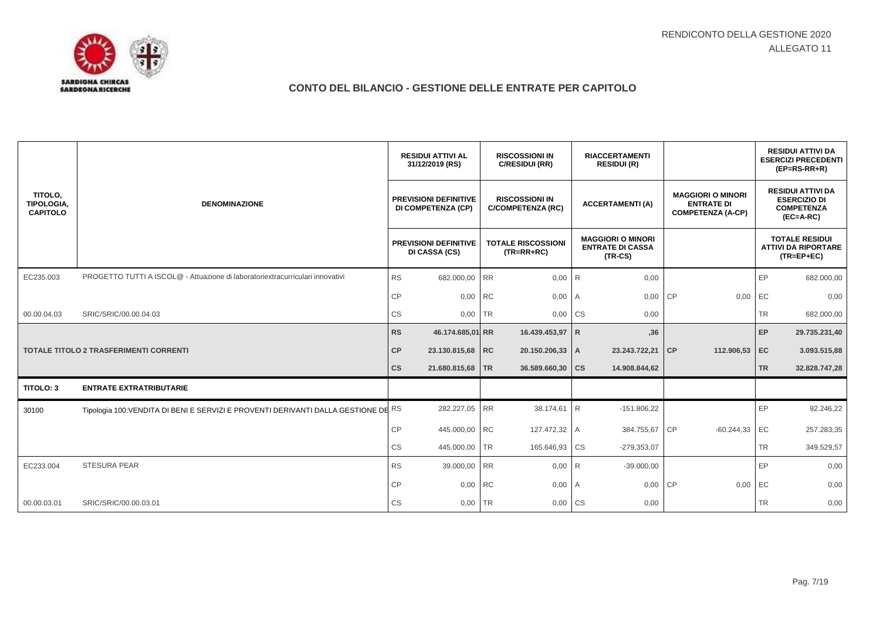# CONTO DEL BILANCIO - GESTIONE DELLE ENTRATE PER CAPITOLO

| TITOLO, TIPOLOGIA, CAPITOLO | DENOMINAZIONE | | RESIDUI ATTIVI AL 31/12/2019 (RS) / PREVISIONI DEFINITIVE DI COMPETENZA (CP) / PREVISIONI DEFINITIVE DI CASSA (CS) | | RISCOSSIONI IN C/RESIDUI (RR) / RISCOSSIONI IN C/COMPETENZA (RC) / TOTALE RISCOSSIONI (TR=RR+RC) | | RIACCERTAMENTI RESIDUI (R) / ACCERTAMENTI (A) / MAGGIORI O MINORI ENTRATE DI CASSA (TR-CS) | | MAGGIORI O MINORI ENTRATE DI COMPETENZA (A-CP) | | RESIDUI ATTIVI DA ESERCIZI PRECEDENTI (EP=RS-RR+R) / RESIDUI ATTIVI DA ESERCIZIO DI COMPETENZA (EC=A-RC) / TOTALE RESIDUI ATTIVI DA RIPORTARE (TR=EP+EC) |
|---|---|---|---|---|---|---|---|---|---|---|---|
| EC235.003 | PROGETTO TUTTI A ISCOL@ - Attuazione di laboratoriextracurriculari innovativi | RS | 682.000,00 | RR | 0,00 | R | 0,00 | | | EP | 682.000,00 |
| | | CP | 0,00 | RC | 0,00 | A | 0,00 | CP | 0,00 | EC | 0,00 |
| 00.00.04.03 | SRIC/SRIC/00.00.04.03 | CS | 0,00 | TR | 0,00 | CS | 0,00 | | | TR | 682.000,00 |
| | | **RS** | **46.174.685,01** | **RR** | **16.439.453,97** | **R** | **,36** | | | **EP** | **29.735.231,40** |
| | **TOTALE TITOLO 2 TRASFERIMENTI CORRENTI** | **CP** | **23.130.815,68** | **RC** | **20.150.206,33** | **A** | **23.243.722,21** | **CP** | **112.906,53** | **EC** | **3.093.515,88** |
| | | **CS** | **21.680.815,68** | **TR** | **36.589.660,30** | **CS** | **14.908.844,62** | | | **TR** | **32.828.747,28** |
| **TITOLO: 3** | **ENTRATE EXTRATRIBUTARIE** | | | | | | | | | | |
| 30100 | Tipologia 100:VENDITA DI BENI E SERVIZI E PROVENTI DERIVANTI DALLA GESTIONE DE | RS | 282.227,05 | RR | 38.174,61 | R | -151.806,22 | | | EP | 92.246,22 |
| | | CP | 445.000,00 | RC | 127.472,32 | A | 384.755,67 | CP | -60.244,33 | EC | 257.283,35 |
| | | CS | 445.000,00 | TR | 165.646,93 | CS | -279.353,07 | | | TR | 349.529,57 |
| EC233.004 | STESURA PEAR | RS | 39.000,00 | RR | 0,00 | R | -39.000,00 | | | EP | 0,00 |
| | | CP | 0,00 | RC | 0,00 | A | 0,00 | CP | 0,00 | EC | 0,00 |
| 00.00.03.01 | SRIC/SRIC/00.00.03.01 | CS | 0,00 | TR | 0,00 | CS | 0,00 | | | TR | 0,00 |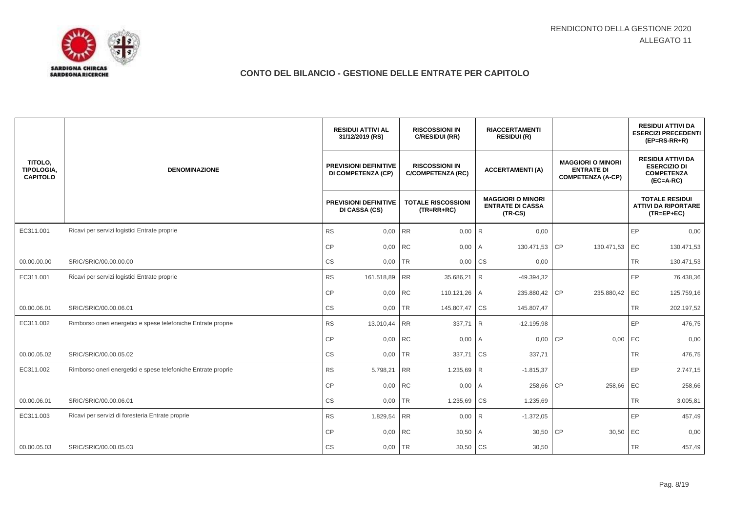# CONTO DEL BILANCIO - GESTIONE DELLE ENTRATE PER CAPITOLO

| TITOLO, TIPOLOGIA, CAPITOLO | DENOMINAZIONE | | RESIDUI ATTIVI AL 31/12/2019 (RS) | | RISCOSSIONI IN C/RESIDUI (RR) | | RIACCERTAMENTI RESIDUI (R) | | | | RESIDUI ATTIVI DA ESERCIZI PRECEDENTI (EP=RS-RR+R) |
|---|---|---|---|---|---|---|---|---|---|---|---|
| | | | PREVISIONI DEFINITIVE DI COMPETENZA (CP) | | RISCOSSIONI IN C/COMPETENZA (RC) | | ACCERTAMENTI (A) | | MAGGIORI O MINORI ENTRATE DI COMPETENZA (A-CP) | | RESIDUI ATTIVI DA ESERCIZIO DI COMPETENZA (EC=A-RC) |
| | | | PREVISIONI DEFINITIVE DI CASSA (CS) | | TOTALE RISCOSSIONI (TR=RR+RC) | | MAGGIORI O MINORI ENTRATE DI CASSA (TR-CS) | | | | TOTALE RESIDUI ATTIVI DA RIPORTARE (TR=EP+EC) |
| EC311.001 | Ricavi per servizi logistici Entrate proprie | RS | 0,00 | RR | 0,00 | R | 0,00 | | | EP | 0,00 |
| | | CP | 0,00 | RC | 0,00 | A | 130.471,53 | CP | 130.471,53 | EC | 130.471,53 |
| 00.00.00.00 | SRIC/SRIC/00.00.00.00 | CS | 0,00 | TR | 0,00 | CS | 0,00 | | | TR | 130.471,53 |
| EC311.001 | Ricavi per servizi logistici Entrate proprie | RS | 161.518,89 | RR | 35.686,21 | R | -49.394,32 | | | EP | 76.438,36 |
| | | CP | 0,00 | RC | 110.121,26 | A | 235.880,42 | CP | 235.880,42 | EC | 125.759,16 |
| 00.00.06.01 | SRIC/SRIC/00.00.06.01 | CS | 0,00 | TR | 145.807,47 | CS | 145.807,47 | | | TR | 202.197,52 |
| EC311.002 | Rimborso oneri energetici e spese telefoniche Entrate proprie | RS | 13.010,44 | RR | 337,71 | R | -12.195,98 | | | EP | 476,75 |
| | | CP | 0,00 | RC | 0,00 | A | 0,00 | CP | 0,00 | EC | 0,00 |
| 00.00.05.02 | SRIC/SRIC/00.00.05.02 | CS | 0,00 | TR | 337,71 | CS | 337,71 | | | TR | 476,75 |
| EC311.002 | Rimborso oneri energetici e spese telefoniche Entrate proprie | RS | 5.798,21 | RR | 1.235,69 | R | -1.815,37 | | | EP | 2.747,15 |
| | | CP | 0,00 | RC | 0,00 | A | 258,66 | CP | 258,66 | EC | 258,66 |
| 00.00.06.01 | SRIC/SRIC/00.00.06.01 | CS | 0,00 | TR | 1.235,69 | CS | 1.235,69 | | | TR | 3.005,81 |
| EC311.003 | Ricavi per servizi di foresteria Entrate proprie | RS | 1.829,54 | RR | 0,00 | R | -1.372,05 | | | EP | 457,49 |
| | | CP | 0,00 | RC | 30,50 | A | 30,50 | CP | 30,50 | EC | 0,00 |
| 00.00.05.03 | SRIC/SRIC/00.00.05.03 | CS | 0,00 | TR | 30,50 | CS | 30,50 | | | TR | 457,49 |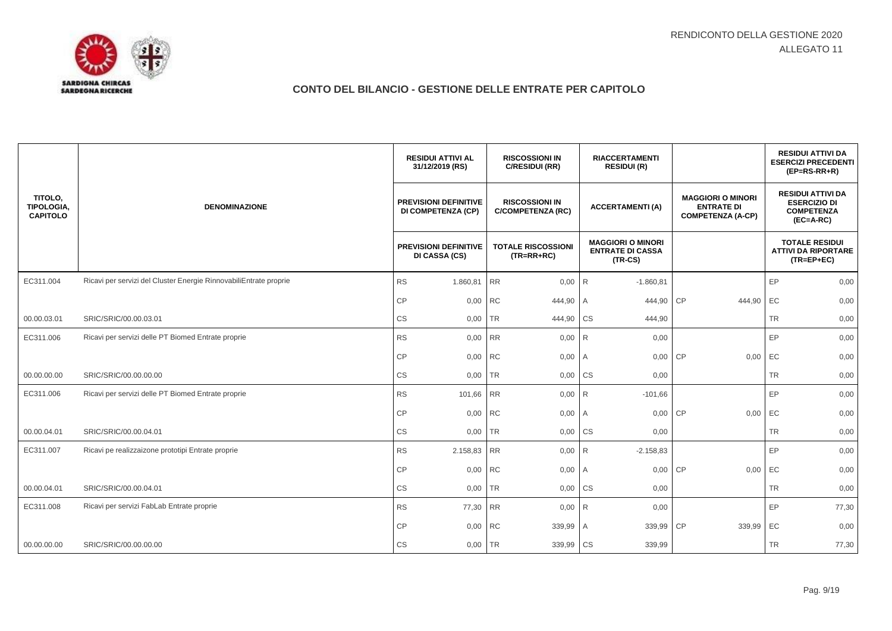RENDICONTO DELLA GESTIONE 2020
ALLEGATO 11

## CONTO DEL BILANCIO - GESTIONE DELLE ENTRATE PER CAPITOLO

| TITOLO, TIPOLOGIA, CAPITOLO | DENOMINAZIONE | | RESIDUI ATTIVI AL 31/12/2019 (RS) / PREVISIONI DEFINITIVE DI COMPETENZA (CP) / PREVISIONI DEFINITIVE DI CASSA (CS) | | RISCOSSIONI IN C/RESIDUI (RR) / RISCOSSIONI IN C/COMPETENZA (RC) / TOTALE RISCOSSIONI (TR=RR+RC) | | RIACCERTAMENTI RESIDUI (R) / ACCERTAMENTI (A) / MAGGIORI O MINORI ENTRATE DI CASSA (TR-CS) | | MAGGIORI O MINORI ENTRATE DI COMPETENZA (A-CP) | | RESIDUI ATTIVI DA ESERCIZI PRECEDENTI (EP=RS-RR+R) / RESIDUI ATTIVI DA ESERCIZIO DI COMPETENZA (EC=A-RC) / TOTALE RESIDUI ATTIVI DA RIPORTARE (TR=EP+EC) |
|---|---|---|---|---|---|---|---|---|---|---|---|
| EC311.004 | Ricavi per servizi del Cluster Energie RinnovabiliEntrate proprie | RS | 1.860,81 | RR | 0,00 | R | -1.860,81 | | | EP | 0,00 |
| | | CP | 0,00 | RC | 444,90 | A | 444,90 | CP | 444,90 | EC | 0,00 |
| 00.00.03.01 | SRIC/SRIC/00.00.03.01 | CS | 0,00 | TR | 444,90 | CS | 444,90 | | | TR | 0,00 |
| EC311.006 | Ricavi per servizi delle PT Biomed Entrate proprie | RS | 0,00 | RR | 0,00 | R | 0,00 | | | EP | 0,00 |
| | | CP | 0,00 | RC | 0,00 | A | 0,00 | CP | 0,00 | EC | 0,00 |
| 00.00.00.00 | SRIC/SRIC/00.00.00.00 | CS | 0,00 | TR | 0,00 | CS | 0,00 | | | TR | 0,00 |
| EC311.006 | Ricavi per servizi delle PT Biomed Entrate proprie | RS | 101,66 | RR | 0,00 | R | -101,66 | | | EP | 0,00 |
| | | CP | 0,00 | RC | 0,00 | A | 0,00 | CP | 0,00 | EC | 0,00 |
| 00.00.04.01 | SRIC/SRIC/00.00.04.01 | CS | 0,00 | TR | 0,00 | CS | 0,00 | | | TR | 0,00 |
| EC311.007 | Ricavi pe realizzaizone prototipi Entrate proprie | RS | 2.158,83 | RR | 0,00 | R | -2.158,83 | | | EP | 0,00 |
| | | CP | 0,00 | RC | 0,00 | A | 0,00 | CP | 0,00 | EC | 0,00 |
| 00.00.04.01 | SRIC/SRIC/00.00.04.01 | CS | 0,00 | TR | 0,00 | CS | 0,00 | | | TR | 0,00 |
| EC311.008 | Ricavi per servizi FabLab Entrate proprie | RS | 77,30 | RR | 0,00 | R | 0,00 | | | EP | 77,30 |
| | | CP | 0,00 | RC | 339,99 | A | 339,99 | CP | 339,99 | EC | 0,00 |
| 00.00.00.00 | SRIC/SRIC/00.00.00.00 | CS | 0,00 | TR | 339,99 | CS | 339,99 | | | TR | 77,30 |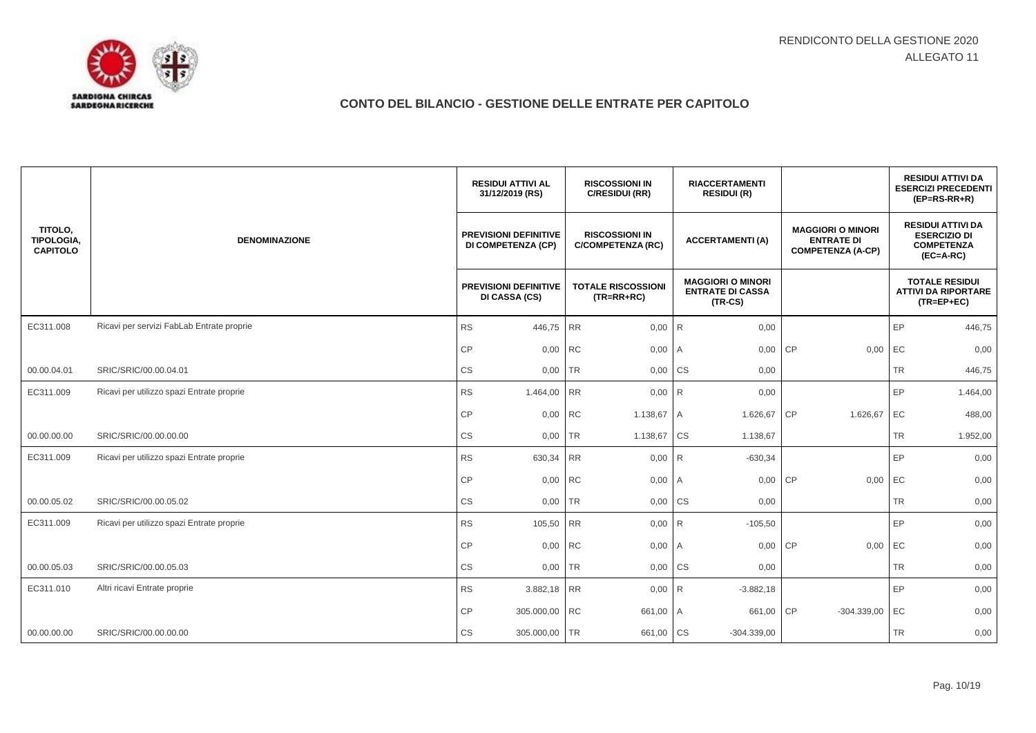RENDICONTO DELLA GESTIONE 2020
ALLEGATO 11

# CONTO DEL BILANCIO - GESTIONE DELLE ENTRATE PER CAPITOLO

| TITOLO, TIPOLOGIA, CAPITOLO | DENOMINAZIONE | | RESIDUI ATTIVI AL 31/12/2019 (RS) / PREVISIONI DEFINITIVE DI COMPETENZA (CP) / PREVISIONI DEFINITIVE DI CASSA (CS) | | RISCOSSIONI IN C/RESIDUI (RR) / RISCOSSIONI IN C/COMPETENZA (RC) / TOTALE RISCOSSIONI (TR=RR+RC) | | RIACCERTAMENTI RESIDUI (R) / ACCERTAMENTI (A) / MAGGIORI O MINORI ENTRATE DI CASSA (TR-CS) | | MAGGIORI O MINORI ENTRATE DI COMPETENZA (A-CP) | | RESIDUI ATTIVI DA ESERCIZI PRECEDENTI (EP=RS-RR+R) / RESIDUI ATTIVI DA ESERCIZIO DI COMPETENZA (EC=A-RC) / TOTALE RESIDUI ATTIVI DA RIPORTARE (TR=EP+EC) |
|---|---|---|---|---|---|---|---|---|---|---|---|
| EC311.008 | Ricavi per servizi FabLab Entrate proprie | RS | 446,75 | RR | 0,00 | R | 0,00 | | | EP | 446,75 |
| | | CP | 0,00 | RC | 0,00 | A | 0,00 | CP | 0,00 | EC | 0,00 |
| 00.00.04.01 | SRIC/SRIC/00.00.04.01 | CS | 0,00 | TR | 0,00 | CS | 0,00 | | | TR | 446,75 |
| EC311.009 | Ricavi per utilizzo spazi Entrate proprie | RS | 1.464,00 | RR | 0,00 | R | 0,00 | | | EP | 1.464,00 |
| | | CP | 0,00 | RC | 1.138,67 | A | 1.626,67 | CP | 1.626,67 | EC | 488,00 |
| 00.00.00.00 | SRIC/SRIC/00.00.00.00 | CS | 0,00 | TR | 1.138,67 | CS | 1.138,67 | | | TR | 1.952,00 |
| EC311.009 | Ricavi per utilizzo spazi Entrate proprie | RS | 630,34 | RR | 0,00 | R | -630,34 | | | EP | 0,00 |
| | | CP | 0,00 | RC | 0,00 | A | 0,00 | CP | 0,00 | EC | 0,00 |
| 00.00.05.02 | SRIC/SRIC/00.00.05.02 | CS | 0,00 | TR | 0,00 | CS | 0,00 | | | TR | 0,00 |
| EC311.009 | Ricavi per utilizzo spazi Entrate proprie | RS | 105,50 | RR | 0,00 | R | -105,50 | | | EP | 0,00 |
| | | CP | 0,00 | RC | 0,00 | A | 0,00 | CP | 0,00 | EC | 0,00 |
| 00.00.05.03 | SRIC/SRIC/00.00.05.03 | CS | 0,00 | TR | 0,00 | CS | 0,00 | | | TR | 0,00 |
| EC311.010 | Altri ricavi Entrate proprie | RS | 3.882,18 | RR | 0,00 | R | -3.882,18 | | | EP | 0,00 |
| | | CP | 305.000,00 | RC | 661,00 | A | 661,00 | CP | -304.339,00 | EC | 0,00 |
| 00.00.00.00 | SRIC/SRIC/00.00.00.00 | CS | 305.000,00 | TR | 661,00 | CS | -304.339,00 | | | TR | 0,00 |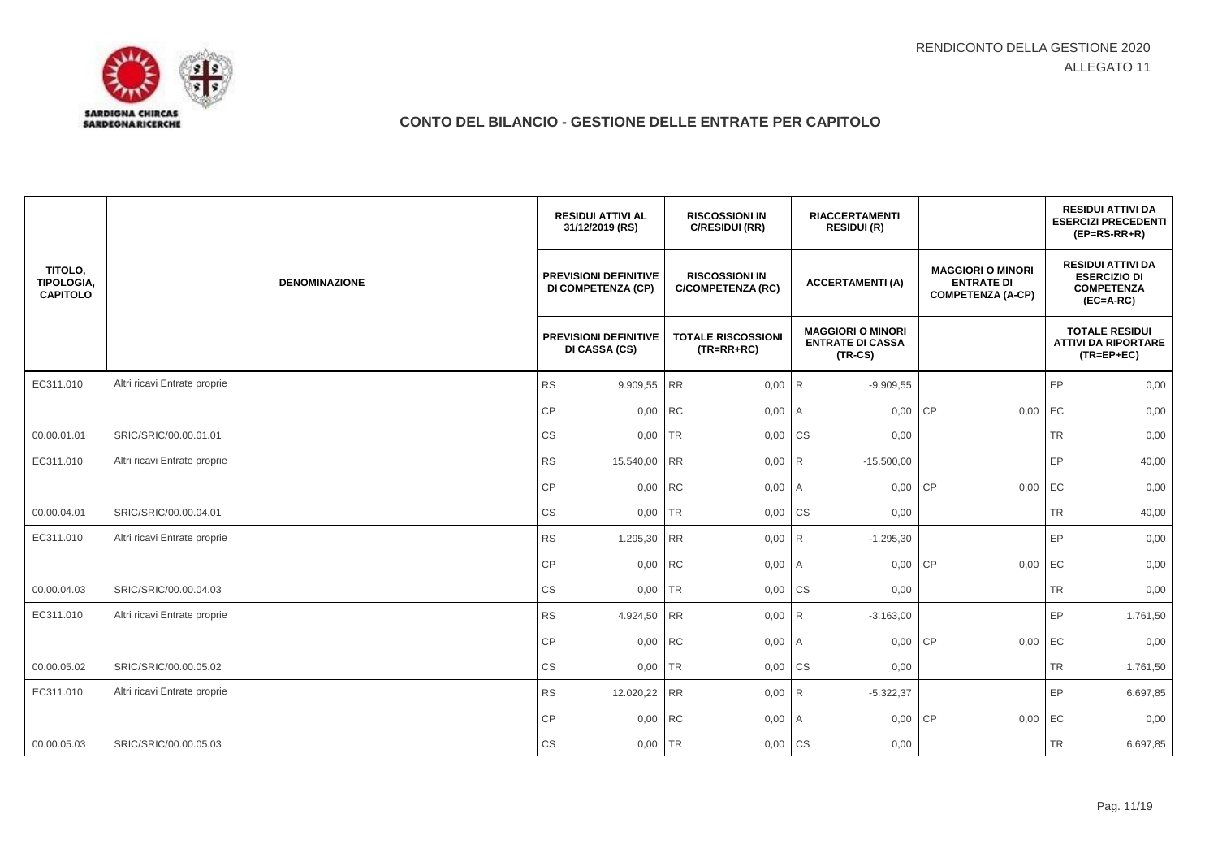RENDICONTO DELLA GESTIONE 2020
ALLEGATO 11

## CONTO DEL BILANCIO - GESTIONE DELLE ENTRATE PER CAPITOLO

| TITOLO, TIPOLOGIA, CAPITOLO | DENOMINAZIONE | | RESIDUI ATTIVI AL 31/12/2019 (RS) / PREVISIONI DEFINITIVE DI COMPETENZA (CP) / PREVISIONI DEFINITIVE DI CASSA (CS) | | RISCOSSIONI IN C/RESIDUI (RR) / RISCOSSIONI IN C/COMPETENZA (RC) / TOTALE RISCOSSIONI (TR=RR+RC) | | RIACCERTAMENTI RESIDUI (R) / ACCERTAMENTI (A) / MAGGIORI O MINORI ENTRATE DI CASSA (TR-CS) | | MAGGIORI O MINORI ENTRATE DI COMPETENZA (A-CP) | | RESIDUI ATTIVI DA ESERCIZI PRECEDENTI (EP=RS-RR+R) / RESIDUI ATTIVI DA ESERCIZIO DI COMPETENZA (EC=A-RC) / TOTALE RESIDUI ATTIVI DA RIPORTARE (TR=EP+EC) |
|---|---|---|---|---|---|---|---|---|---|---|
| EC311.010 | Altri ricavi Entrate proprie | RS | 9.909,55 | RR | 0,00 | R | -9.909,55 | | | EP 0,00 |
| | | CP | 0,00 | RC | 0,00 | A | 0,00 | CP | 0,00 | EC 0,00 |
| 00.00.01.01 | SRIC/SRIC/00.00.01.01 | CS | 0,00 | TR | 0,00 | CS | 0,00 | | | TR 0,00 |
| EC311.010 | Altri ricavi Entrate proprie | RS | 15.540,00 | RR | 0,00 | R | -15.500,00 | | | EP 40,00 |
| | | CP | 0,00 | RC | 0,00 | A | 0,00 | CP | 0,00 | EC 0,00 |
| 00.00.04.01 | SRIC/SRIC/00.00.04.01 | CS | 0,00 | TR | 0,00 | CS | 0,00 | | | TR 40,00 |
| EC311.010 | Altri ricavi Entrate proprie | RS | 1.295,30 | RR | 0,00 | R | -1.295,30 | | | EP 0,00 |
| | | CP | 0,00 | RC | 0,00 | A | 0,00 | CP | 0,00 | EC 0,00 |
| 00.00.04.03 | SRIC/SRIC/00.00.04.03 | CS | 0,00 | TR | 0,00 | CS | 0,00 | | | TR 0,00 |
| EC311.010 | Altri ricavi Entrate proprie | RS | 4.924,50 | RR | 0,00 | R | -3.163,00 | | | EP 1.761,50 |
| | | CP | 0,00 | RC | 0,00 | A | 0,00 | CP | 0,00 | EC 0,00 |
| 00.00.05.02 | SRIC/SRIC/00.00.05.02 | CS | 0,00 | TR | 0,00 | CS | 0,00 | | | TR 1.761,50 |
| EC311.010 | Altri ricavi Entrate proprie | RS | 12.020,22 | RR | 0,00 | R | -5.322,37 | | | EP 6.697,85 |
| | | CP | 0,00 | RC | 0,00 | A | 0,00 | CP | 0,00 | EC 0,00 |
| 00.00.05.03 | SRIC/SRIC/00.00.05.03 | CS | 0,00 | TR | 0,00 | CS | 0,00 | | | TR 6.697,85 |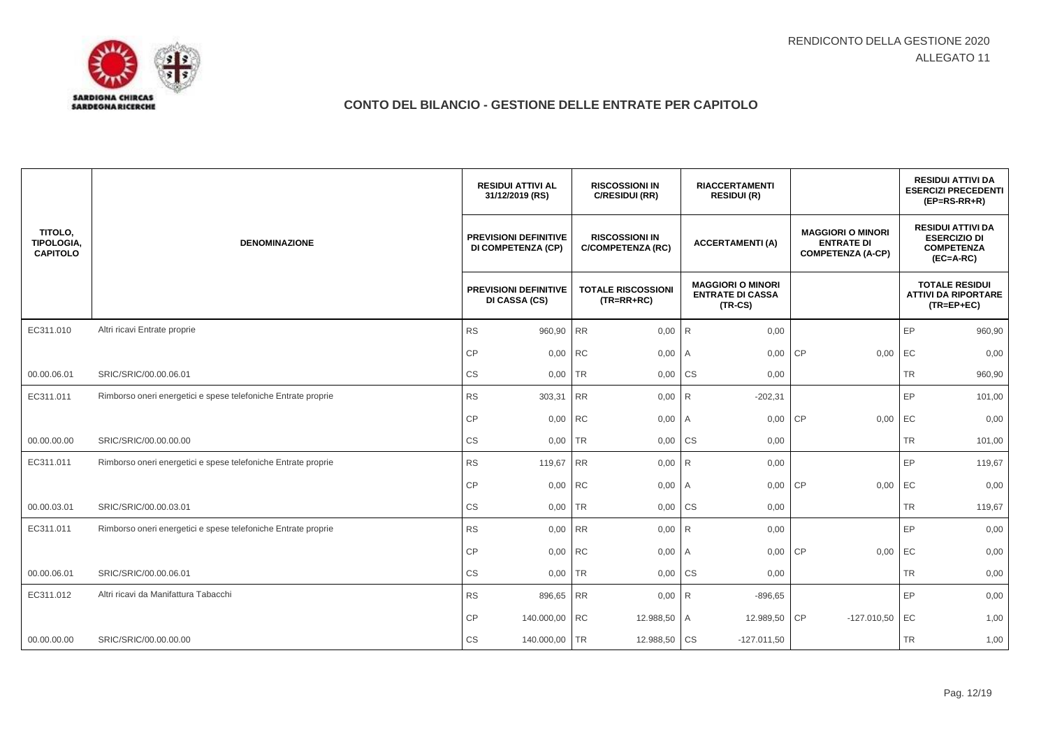RENDICONTO DELLA GESTIONE 2020
ALLEGATO 11

## CONTO DEL BILANCIO - GESTIONE DELLE ENTRATE PER CAPITOLO

| TITOLO, TIPOLOGIA, CAPITOLO | DENOMINAZIONE | | RESIDUI ATTIVI AL 31/12/2019 (RS) / PREVISIONI DEFINITIVE DI COMPETENZA (CP) / PREVISIONI DEFINITIVE DI CASSA (CS) | | RISCOSSIONI IN C/RESIDUI (RR) / RISCOSSIONI IN C/COMPETENZA (RC) / TOTALE RISCOSSIONI (TR=RR+RC) | | RIACCERTAMENTI RESIDUI (R) / ACCERTAMENTI (A) / MAGGIORI O MINORI ENTRATE DI CASSA (TR-CS) | | MAGGIORI O MINORI ENTRATE DI COMPETENZA (A-CP) | | RESIDUI ATTIVI DA ESERCIZI PRECEDENTI (EP=RS-RR+R) / RESIDUI ATTIVI DA ESERCIZIO DI COMPETENZA (EC=A-RC) / TOTALE RESIDUI ATTIVI DA RIPORTARE (TR=EP+EC) |
|---|---|---|---|---|---|---|---|---|---|---|---|
| EC311.010 | Altri ricavi Entrate proprie | RS | 960,90 | RR | 0,00 | R | 0,00 | | | EP | 960,90 |
| | | CP | 0,00 | RC | 0,00 | A | 0,00 | CP | 0,00 | EC | 0,00 |
| 00.00.06.01 | SRIC/SRIC/00.00.06.01 | CS | 0,00 | TR | 0,00 | CS | 0,00 | | | TR | 960,90 |
| EC311.011 | Rimborso oneri energetici e spese telefoniche Entrate proprie | RS | 303,31 | RR | 0,00 | R | -202,31 | | | EP | 101,00 |
| | | CP | 0,00 | RC | 0,00 | A | 0,00 | CP | 0,00 | EC | 0,00 |
| 00.00.00.00 | SRIC/SRIC/00.00.00.00 | CS | 0,00 | TR | 0,00 | CS | 0,00 | | | TR | 101,00 |
| EC311.011 | Rimborso oneri energetici e spese telefoniche Entrate proprie | RS | 119,67 | RR | 0,00 | R | 0,00 | | | EP | 119,67 |
| | | CP | 0,00 | RC | 0,00 | A | 0,00 | CP | 0,00 | EC | 0,00 |
| 00.00.03.01 | SRIC/SRIC/00.00.03.01 | CS | 0,00 | TR | 0,00 | CS | 0,00 | | | TR | 119,67 |
| EC311.011 | Rimborso oneri energetici e spese telefoniche Entrate proprie | RS | 0,00 | RR | 0,00 | R | 0,00 | | | EP | 0,00 |
| | | CP | 0,00 | RC | 0,00 | A | 0,00 | CP | 0,00 | EC | 0,00 |
| 00.00.06.01 | SRIC/SRIC/00.00.06.01 | CS | 0,00 | TR | 0,00 | CS | 0,00 | | | TR | 0,00 |
| EC311.012 | Altri ricavi da Manifattura Tabacchi | RS | 896,65 | RR | 0,00 | R | -896,65 | | | EP | 0,00 |
| | | CP | 140.000,00 | RC | 12.988,50 | A | 12.989,50 | CP | -127.010,50 | EC | 1,00 |
| 00.00.00.00 | SRIC/SRIC/00.00.00.00 | CS | 140.000,00 | TR | 12.988,50 | CS | -127.011,50 | | | TR | 1,00 |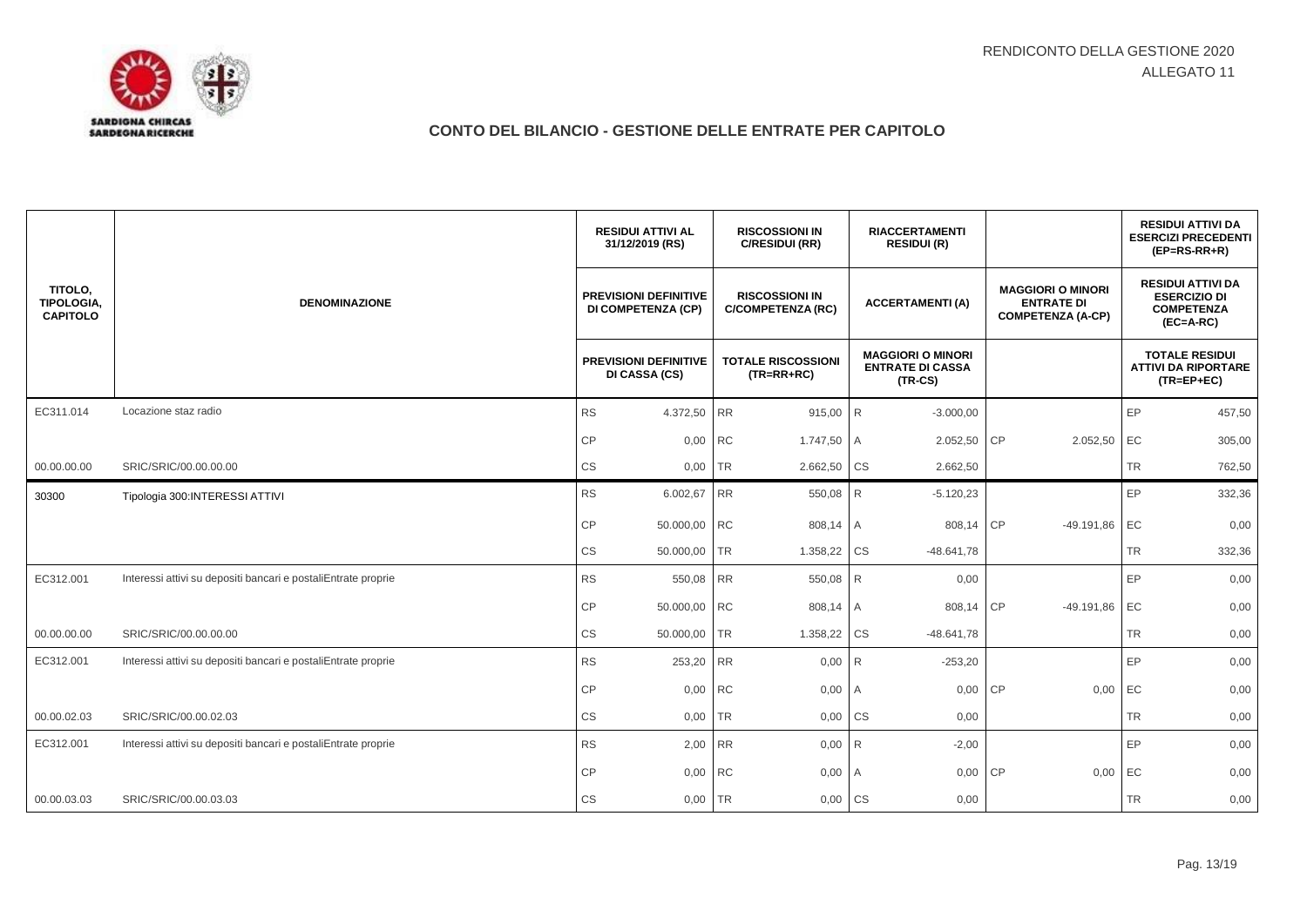RENDICONTO DELLA GESTIONE 2020
ALLEGATO 11

SARDIGNA CHIRCAS
SARDEGNA RICERCHE

## CONTO DEL BILANCIO - GESTIONE DELLE ENTRATE PER CAPITOLO

| TITOLO, TIPOLOGIA, CAPITOLO | DENOMINAZIONE | | RESIDUI ATTIVI AL 31/12/2019 (RS) / PREVISIONI DEFINITIVE DI COMPETENZA (CP) / PREVISIONI DEFINITIVE DI CASSA (CS) | | RISCOSSIONI IN C/RESIDUI (RR) / RISCOSSIONI IN C/COMPETENZA (RC) / TOTALE RISCOSSIONI (TR=RR+RC) | | RIACCERTAMENTI RESIDUI (R) / ACCERTAMENTI (A) / MAGGIORI O MINORI ENTRATE DI CASSA (TR-CS) | | MAGGIORI O MINORI ENTRATE DI COMPETENZA (A-CP) | | RESIDUI ATTIVI DA ESERCIZI PRECEDENTI (EP=RS-RR+R) / RESIDUI ATTIVI DA ESERCIZIO DI COMPETENZA (EC=A-RC) / TOTALE RESIDUI ATTIVI DA RIPORTARE (TR=EP+EC) |
|---|---|---|---|---|---|---|---|---|---|---|---|
| EC311.014 | Locazione staz radio | RS | 4.372,50 | RR | 915,00 | R | -3.000,00 | | | EP | 457,50 |
| | | CP | 0,00 | RC | 1.747,50 | A | 2.052,50 | CP | 2.052,50 | EC | 305,00 |
| 00.00.00.00 | SRIC/SRIC/00.00.00.00 | CS | 0,00 | TR | 2.662,50 | CS | 2.662,50 | | | TR | 762,50 |
| 30300 | Tipologia 300:INTERESSI ATTIVI | RS | 6.002,67 | RR | 550,08 | R | -5.120,23 | | | EP | 332,36 |
| | | CP | 50.000,00 | RC | 808,14 | A | 808,14 | CP | -49.191,86 | EC | 0,00 |
| | | CS | 50.000,00 | TR | 1.358,22 | CS | -48.641,78 | | | TR | 332,36 |
| EC312.001 | Interessi attivi su depositi bancari e postaliEntrate proprie | RS | 550,08 | RR | 550,08 | R | 0,00 | | | EP | 0,00 |
| | | CP | 50.000,00 | RC | 808,14 | A | 808,14 | CP | -49.191,86 | EC | 0,00 |
| 00.00.00.00 | SRIC/SRIC/00.00.00.00 | CS | 50.000,00 | TR | 1.358,22 | CS | -48.641,78 | | | TR | 0,00 |
| EC312.001 | Interessi attivi su depositi bancari e postaliEntrate proprie | RS | 253,20 | RR | 0,00 | R | -253,20 | | | EP | 0,00 |
| | | CP | 0,00 | RC | 0,00 | A | 0,00 | CP | 0,00 | EC | 0,00 |
| 00.00.02.03 | SRIC/SRIC/00.00.02.03 | CS | 0,00 | TR | 0,00 | CS | 0,00 | | | TR | 0,00 |
| EC312.001 | Interessi attivi su depositi bancari e postaliEntrate proprie | RS | 2,00 | RR | 0,00 | R | -2,00 | | | EP | 0,00 |
| | | CP | 0,00 | RC | 0,00 | A | 0,00 | CP | 0,00 | EC | 0,00 |
| 00.00.03.03 | SRIC/SRIC/00.00.03.03 | CS | 0,00 | TR | 0,00 | CS | 0,00 | | | TR | 0,00 |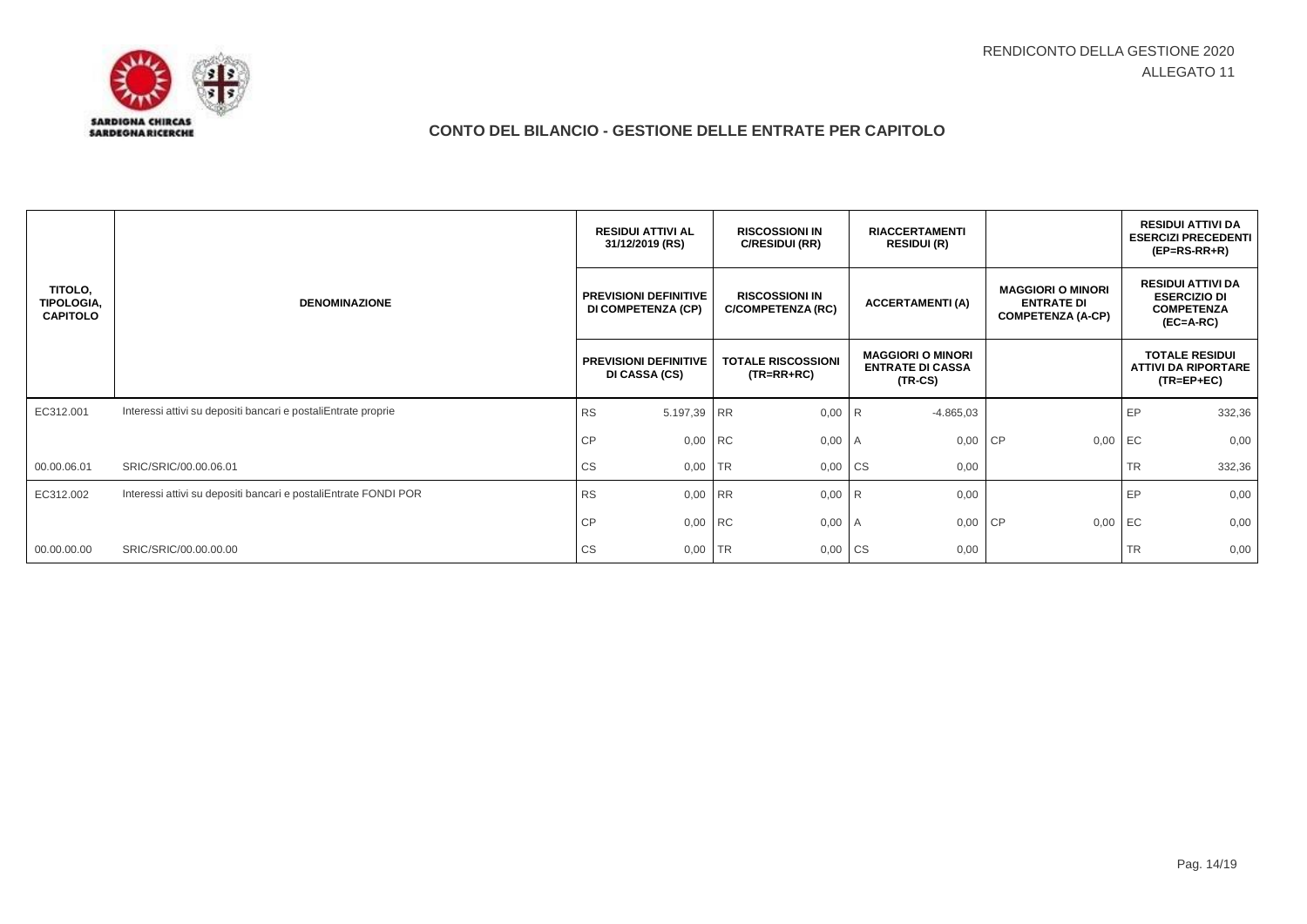RENDICONTO DELLA GESTIONE 2020
ALLEGATO 11

SARDIGNA CHIRCAS
SARDEGNA RICERCHE

## CONTO DEL BILANCIO - GESTIONE DELLE ENTRATE PER CAPITOLO

| TITOLO, TIPOLOGIA, CAPITOLO | DENOMINAZIONE | | RESIDUI ATTIVI AL 31/12/2019 (RS) | | RISCOSSIONI IN C/RESIDUI (RR) | | RIACCERTAMENTI RESIDUI (R) | | | | RESIDUI ATTIVI DA ESERCIZI PRECEDENTI (EP=RS-RR+R) |
|---|---|---|---|---|---|---|---|---|---|---|---|
| | | | PREVISIONI DEFINITIVE DI COMPETENZA (CP) | | RISCOSSIONI IN C/COMPETENZA (RC) | | ACCERTAMENTI (A) | | MAGGIORI O MINORI ENTRATE DI COMPETENZA (A-CP) | | RESIDUI ATTIVI DA ESERCIZIO DI COMPETENZA (EC=A-RC) |
| | | | PREVISIONI DEFINITIVE DI CASSA (CS) | | TOTALE RISCOSSIONI (TR=RR+RC) | | MAGGIORI O MINORI ENTRATE DI CASSA (TR-CS) | | | | TOTALE RESIDUI ATTIVI DA RIPORTARE (TR=EP+EC) |
| EC312.001 | Interessi attivi su depositi bancari e postaliEntrate proprie | RS | 5.197,39 | RR | 0,00 | R | -4.865,03 | | | EP | 332,36 |
| | | CP | 0,00 | RC | 0,00 | A | 0,00 | CP | 0,00 | EC | 0,00 |
| 00.00.06.01 | SRIC/SRIC/00.00.06.01 | CS | 0,00 | TR | 0,00 | CS | 0,00 | | | TR | 332,36 |
| EC312.002 | Interessi attivi su depositi bancari e postaliEntrate FONDI POR | RS | 0,00 | RR | 0,00 | R | 0,00 | | | EP | 0,00 |
| | | CP | 0,00 | RC | 0,00 | A | 0,00 | CP | 0,00 | EC | 0,00 |
| 00.00.00.00 | SRIC/SRIC/00.00.00.00 | CS | 0,00 | TR | 0,00 | CS | 0,00 | | | TR | 0,00 |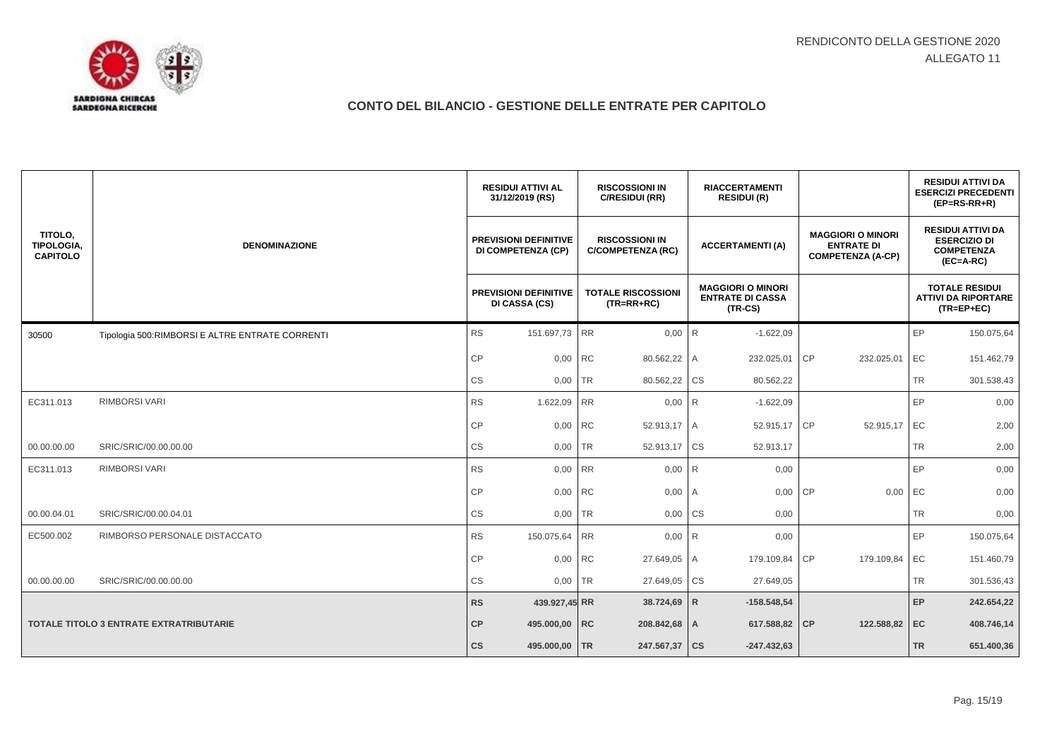RENDICONTO DELLA GESTIONE 2020
ALLEGATO 11

## CONTO DEL BILANCIO - GESTIONE DELLE ENTRATE PER CAPITOLO

| TITOLO, TIPOLOGIA, CAPITOLO | DENOMINAZIONE | | RESIDUI ATTIVI AL 31/12/2019 (RS) / PREVISIONI DEFINITIVE DI COMPETENZA (CP) / PREVISIONI DEFINITIVE DI CASSA (CS) | | RISCOSSIONI IN C/RESIDUI (RR) / RISCOSSIONI IN C/COMPETENZA (RC) / TOTALE RISCOSSIONI (TR=RR+RC) | | RIACCERTAMENTI RESIDUI (R) / ACCERTAMENTI (A) / MAGGIORI O MINORI ENTRATE DI CASSA (TR-CS) | | MAGGIORI O MINORI ENTRATE DI COMPETENZA (A-CP) | | RESIDUI ATTIVI DA ESERCIZI PRECEDENTI (EP=RS-RR+R) / RESIDUI ATTIVI DA ESERCIZIO DI COMPETENZA (EC=A-RC) / TOTALE RESIDUI ATTIVI DA RIPORTARE (TR=EP+EC) |
|---|---|---|---|---|---|---|---|---|---|---|---|
| 30500 | Tipologia 500:RIMBORSI E ALTRE ENTRATE CORRENTI | RS | 151.697,73 | RR | 0,00 | R | -1.622,09 | | | EP | 150.075,64 |
| | | CP | 0,00 | RC | 80.562,22 | A | 232.025,01 | CP | 232.025,01 | EC | 151.462,79 |
| | | CS | 0,00 | TR | 80.562,22 | CS | 80.562,22 | | | TR | 301.538,43 |
| EC311.013 | RIMBORSI VARI | RS | 1.622,09 | RR | 0,00 | R | -1.622,09 | | | EP | 0,00 |
| | | CP | 0,00 | RC | 52.913,17 | A | 52.915,17 | CP | 52.915,17 | EC | 2,00 |
| 00.00.00.00 | SRIC/SRIC/00.00.00.00 | CS | 0,00 | TR | 52.913,17 | CS | 52.913,17 | | | TR | 2,00 |
| EC311.013 | RIMBORSI VARI | RS | 0,00 | RR | 0,00 | R | 0,00 | | | EP | 0,00 |
| | | CP | 0,00 | RC | 0,00 | A | 0,00 | CP | 0,00 | EC | 0,00 |
| 00.00.04.01 | SRIC/SRIC/00.00.04.01 | CS | 0,00 | TR | 0,00 | CS | 0,00 | | | TR | 0,00 |
| EC500.002 | RIMBORSO PERSONALE DISTACCATO | RS | 150.075,64 | RR | 0,00 | R | 0,00 | | | EP | 150.075,64 |
| | | CP | 0,00 | RC | 27.649,05 | A | 179.109,84 | CP | 179.109,84 | EC | 151.460,79 |
| 00.00.00.00 | SRIC/SRIC/00.00.00.00 | CS | 0,00 | TR | 27.649,05 | CS | 27.649,05 | | | TR | 301.536,43 |
| **TOTALE TITOLO 3 ENTRATE EXTRATRIBUTARIE** | | **RS** | **439.927,45** | **RR** | **38.724,69** | **R** | **-158.548,54** | | | **EP** | **242.654,22** |
| | | **CP** | **495.000,00** | **RC** | **208.842,68** | **A** | **617.588,82** | **CP** | **122.588,82** | **EC** | **408.746,14** |
| | | **CS** | **495.000,00** | **TR** | **247.567,37** | **CS** | **-247.432,63** | | | **TR** | **651.400,36** |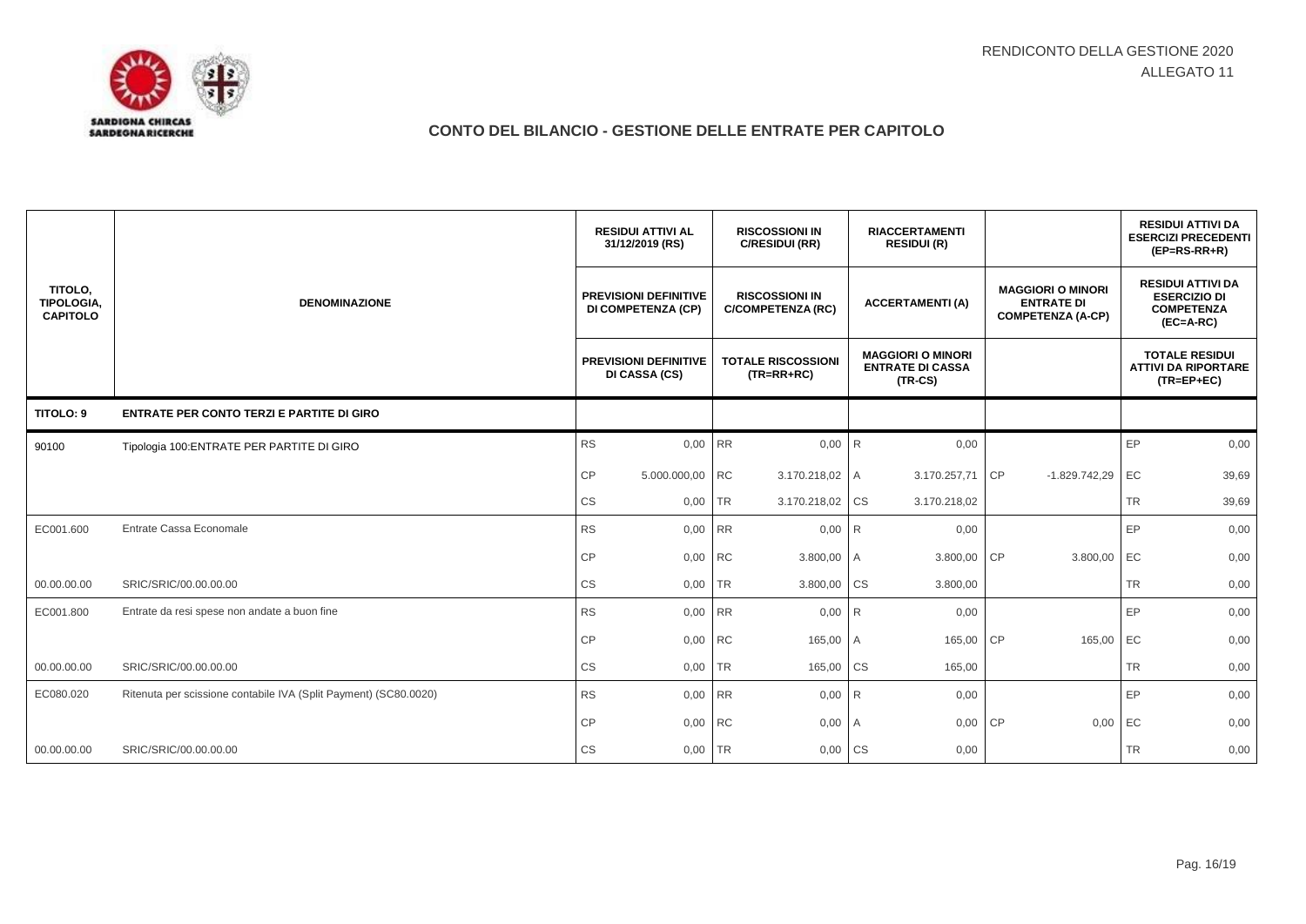RENDICONTO DELLA GESTIONE 2020
ALLEGATO 11

## CONTO DEL BILANCIO - GESTIONE DELLE ENTRATE PER CAPITOLO

| TITOLO, TIPOLOGIA, CAPITOLO | DENOMINAZIONE | | RESIDUI ATTIVI AL 31/12/2019 (RS) / PREVISIONI DEFINITIVE DI COMPETENZA (CP) / PREVISIONI DEFINITIVE DI CASSA (CS) | | RISCOSSIONI IN C/RESIDUI (RR) / RISCOSSIONI IN C/COMPETENZA (RC) / TOTALE RISCOSSIONI (TR=RR+RC) | | RIACCERTAMENTI RESIDUI (R) / ACCERTAMENTI (A) / MAGGIORI O MINORI ENTRATE DI CASSA (TR-CS) | | MAGGIORI O MINORI ENTRATE DI COMPETENZA (A-CP) | | RESIDUI ATTIVI DA ESERCIZI PRECEDENTI (EP=RS-RR+R) / RESIDUI ATTIVI DA ESERCIZIO DI COMPETENZA (EC=A-RC) / TOTALE RESIDUI ATTIVI DA RIPORTARE (TR=EP+EC) |
|---|---|---|---|---|---|---|---|---|---|---|---|
| **TITOLO: 9** | **ENTRATE PER CONTO TERZI E PARTITE DI GIRO** | | | | | | | | | | |
| 90100 | Tipologia 100:ENTRATE PER PARTITE DI GIRO | RS | 0,00 | RR | 0,00 | R | 0,00 | | | EP | 0,00 |
| | | CP | 5.000.000,00 | RC | 3.170.218,02 | A | 3.170.257,71 | CP | -1.829.742,29 | EC | 39,69 |
| | | CS | 0,00 | TR | 3.170.218,02 | CS | 3.170.218,02 | | | TR | 39,69 |
| EC001.600 | Entrate Cassa Economale | RS | 0,00 | RR | 0,00 | R | 0,00 | | | EP | 0,00 |
| | | CP | 0,00 | RC | 3.800,00 | A | 3.800,00 | CP | 3.800,00 | EC | 0,00 |
| 00.00.00.00 | SRIC/SRIC/00.00.00.00 | CS | 0,00 | TR | 3.800,00 | CS | 3.800,00 | | | TR | 0,00 |
| EC001.800 | Entrate da resi spese non andate a buon fine | RS | 0,00 | RR | 0,00 | R | 0,00 | | | EP | 0,00 |
| | | CP | 0,00 | RC | 165,00 | A | 165,00 | CP | 165,00 | EC | 0,00 |
| 00.00.00.00 | SRIC/SRIC/00.00.00.00 | CS | 0,00 | TR | 165,00 | CS | 165,00 | | | TR | 0,00 |
| EC080.020 | Ritenuta per scissione contabile IVA (Split Payment) (SC80.0020) | RS | 0,00 | RR | 0,00 | R | 0,00 | | | EP | 0,00 |
| | | CP | 0,00 | RC | 0,00 | A | 0,00 | CP | 0,00 | EC | 0,00 |
| 00.00.00.00 | SRIC/SRIC/00.00.00.00 | CS | 0,00 | TR | 0,00 | CS | 0,00 | | | TR | 0,00 |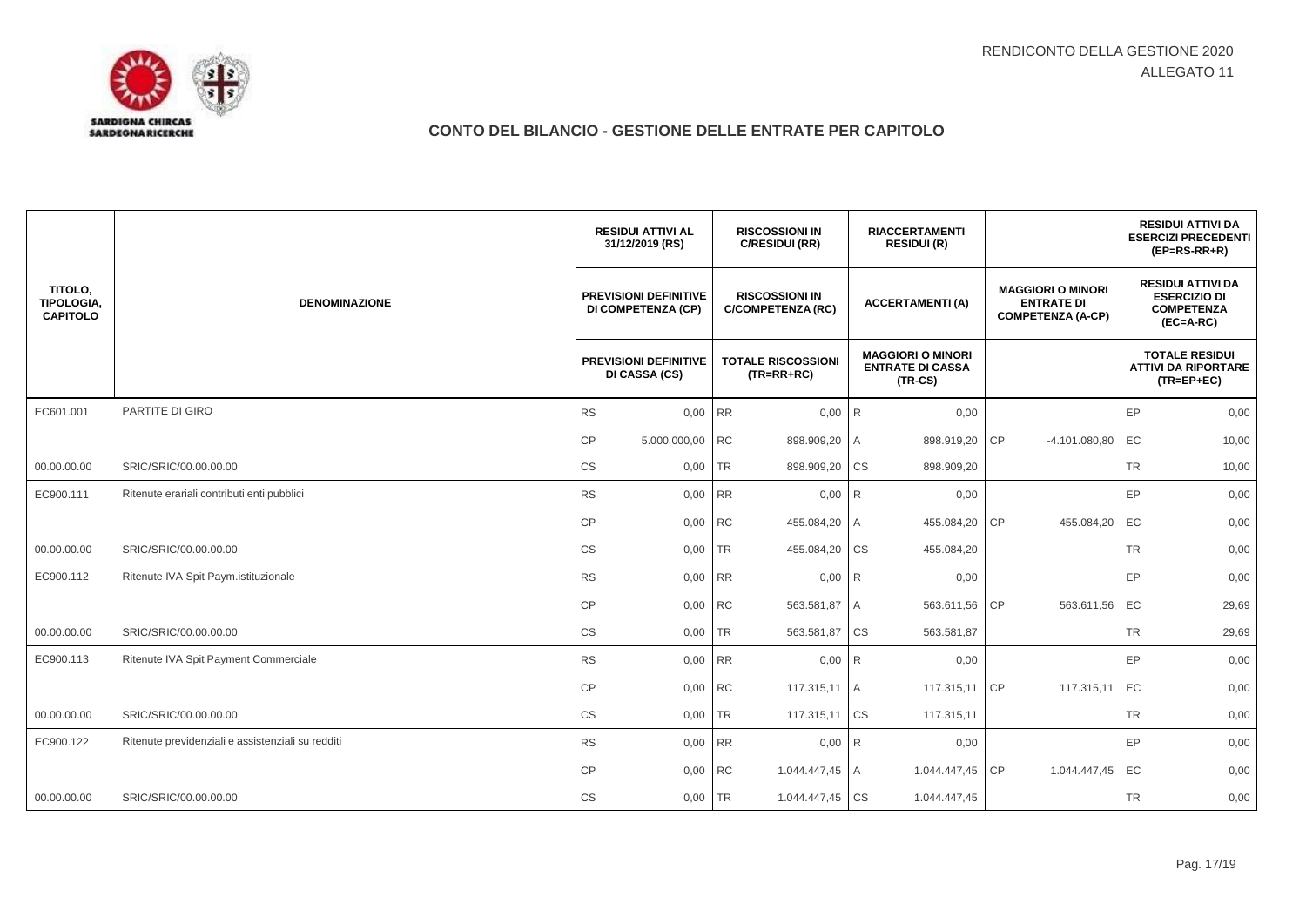RENDICONTO DELLA GESTIONE 2020
ALLEGATO 11

## CONTO DEL BILANCIO - GESTIONE DELLE ENTRATE PER CAPITOLO

| TITOLO, TIPOLOGIA, CAPITOLO | DENOMINAZIONE | | RESIDUI ATTIVI AL 31/12/2019 (RS) / PREVISIONI DEFINITIVE DI COMPETENZA (CP) / PREVISIONI DEFINITIVE DI CASSA (CS) | | RISCOSSIONI IN C/RESIDUI (RR) / RISCOSSIONI IN C/COMPETENZA (RC) / TOTALE RISCOSSIONI (TR=RR+RC) | | RIACCERTAMENTI RESIDUI (R) / ACCERTAMENTI (A) / MAGGIORI O MINORI ENTRATE DI CASSA (TR-CS) | | MAGGIORI O MINORI ENTRATE DI COMPETENZA (A-CP) | | RESIDUI ATTIVI DA ESERCIZI PRECEDENTI (EP=RS-RR+R) / RESIDUI ATTIVI DA ESERCIZIO DI COMPETENZA (EC=A-RC) / TOTALE RESIDUI ATTIVI DA RIPORTARE (TR=EP+EC) |
|---|---|---|---|---|---|---|---|---|---|---|---|
| EC601.001 | PARTITE DI GIRO | RS | 0,00 | RR | 0,00 | R | 0,00 | | | EP | 0,00 |
| | | CP | 5.000.000,00 | RC | 898.909,20 | A | 898.919,20 | CP | -4.101.080,80 | EC | 10,00 |
| 00.00.00.00 | SRIC/SRIC/00.00.00.00 | CS | 0,00 | TR | 898.909,20 | CS | 898.909,20 | | | TR | 10,00 |
| EC900.111 | Ritenute erariali contributi enti pubblici | RS | 0,00 | RR | 0,00 | R | 0,00 | | | EP | 0,00 |
| | | CP | 0,00 | RC | 455.084,20 | A | 455.084,20 | CP | 455.084,20 | EC | 0,00 |
| 00.00.00.00 | SRIC/SRIC/00.00.00.00 | CS | 0,00 | TR | 455.084,20 | CS | 455.084,20 | | | TR | 0,00 |
| EC900.112 | Ritenute IVA Spit Paym.istituzionale | RS | 0,00 | RR | 0,00 | R | 0,00 | | | EP | 0,00 |
| | | CP | 0,00 | RC | 563.581,87 | A | 563.611,56 | CP | 563.611,56 | EC | 29,69 |
| 00.00.00.00 | SRIC/SRIC/00.00.00.00 | CS | 0,00 | TR | 563.581,87 | CS | 563.581,87 | | | TR | 29,69 |
| EC900.113 | Ritenute IVA Spit Payment Commerciale | RS | 0,00 | RR | 0,00 | R | 0,00 | | | EP | 0,00 |
| | | CP | 0,00 | RC | 117.315,11 | A | 117.315,11 | CP | 117.315,11 | EC | 0,00 |
| 00.00.00.00 | SRIC/SRIC/00.00.00.00 | CS | 0,00 | TR | 117.315,11 | CS | 117.315,11 | | | TR | 0,00 |
| EC900.122 | Ritenute previdenziali e assistenziali su redditi | RS | 0,00 | RR | 0,00 | R | 0,00 | | | EP | 0,00 |
| | | CP | 0,00 | RC | 1.044.447,45 | A | 1.044.447,45 | CP | 1.044.447,45 | EC | 0,00 |
| 00.00.00.00 | SRIC/SRIC/00.00.00.00 | CS | 0,00 | TR | 1.044.447,45 | CS | 1.044.447,45 | | | TR | 0,00 |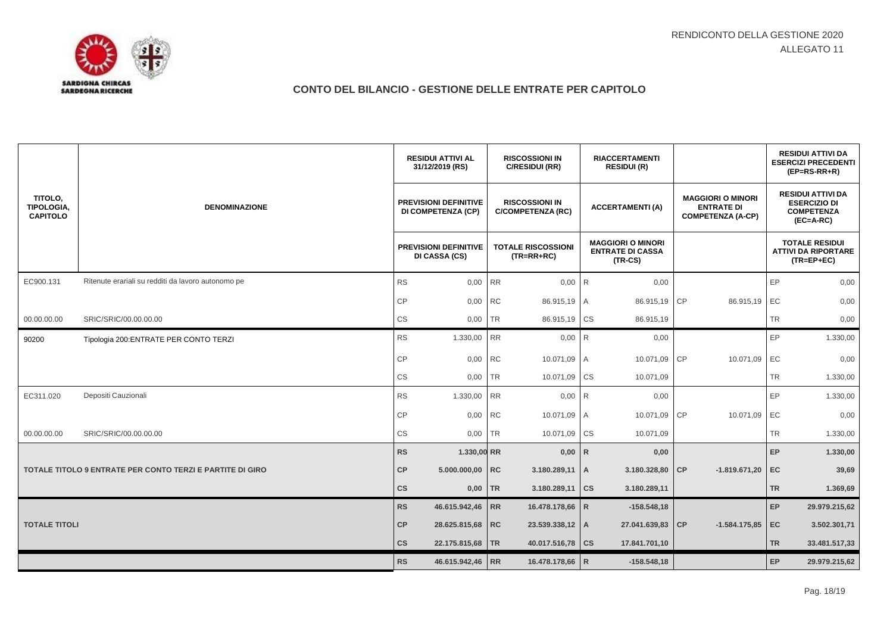RENDICONTO DELLA GESTIONE 2020
ALLEGATO 11

# CONTO DEL BILANCIO - GESTIONE DELLE ENTRATE PER CAPITOLO

| TITOLO, TIPOLOGIA, CAPITOLO | DENOMINAZIONE | | RESIDUI ATTIVI AL 31/12/2019 (RS) / PREVISIONI DEFINITIVE DI COMPETENZA (CP) / PREVISIONI DEFINITIVE DI CASSA (CS) | | RISCOSSIONI IN C/RESIDUI (RR) / RISCOSSIONI IN C/COMPETENZA (RC) / TOTALE RISCOSSIONI (TR=RR+RC) | | RIACCERTAMENTI RESIDUI (R) / ACCERTAMENTI (A) / MAGGIORI O MINORI ENTRATE DI CASSA (TR-CS) | | MAGGIORI O MINORI ENTRATE DI COMPETENZA (A-CP) | | RESIDUI ATTIVI DA ESERCIZI PRECEDENTI (EP=RS-RR+R) / RESIDUI ATTIVI DA ESERCIZIO DI COMPETENZA (EC=A-RC) / TOTALE RESIDUI ATTIVI DA RIPORTARE (TR=EP+EC) |
|---|---|---|---|---|---|---|---|---|---|---|---|
| EC900.131 | Ritenute erariali su redditi da lavoro autonomo pe | RS | 0,00 | RR | 0,00 | R | 0,00 | | | EP | 0,00 |
| | | CP | 0,00 | RC | 86.915,19 | A | 86.915,19 | CP | 86.915,19 | EC | 0,00 |
| 00.00.00.00 | SRIC/SRIC/00.00.00.00 | CS | 0,00 | TR | 86.915,19 | CS | 86.915,19 | | | TR | 0,00 |
| 90200 | Tipologia 200:ENTRATE PER CONTO TERZI | RS | 1.330,00 | RR | 0,00 | R | 0,00 | | | EP | 1.330,00 |
| | | CP | 0,00 | RC | 10.071,09 | A | 10.071,09 | CP | 10.071,09 | EC | 0,00 |
| | | CS | 0,00 | TR | 10.071,09 | CS | 10.071,09 | | | TR | 1.330,00 |
| EC311.020 | Depositi Cauzionali | RS | 1.330,00 | RR | 0,00 | R | 0,00 | | | EP | 1.330,00 |
| | | CP | 0,00 | RC | 10.071,09 | A | 10.071,09 | CP | 10.071,09 | EC | 0,00 |
| 00.00.00.00 | SRIC/SRIC/00.00.00.00 | CS | 0,00 | TR | 10.071,09 | CS | 10.071,09 | | | TR | 1.330,00 |
| **TOTALE TITOLO 9 ENTRATE PER CONTO TERZI E PARTITE DI GIRO** | | **RS** | **1.330,00** | **RR** | **0,00** | **R** | **0,00** | | | **EP** | **1.330,00** |
| | | **CP** | **5.000.000,00** | **RC** | **3.180.289,11** | **A** | **3.180.328,80** | **CP** | **-1.819.671,20** | **EC** | **39,69** |
| | | **CS** | **0,00** | **TR** | **3.180.289,11** | **CS** | **3.180.289,11** | | | **TR** | **1.369,69** |
| **TOTALE TITOLI** | | **RS** | **46.615.942,46** | **RR** | **16.478.178,66** | **R** | **-158.548,18** | | | **EP** | **29.979.215,62** |
| | | **CP** | **28.625.815,68** | **RC** | **23.539.338,12** | **A** | **27.041.639,83** | **CP** | **-1.584.175,85** | **EC** | **3.502.301,71** |
| | | **CS** | **22.175.815,68** | **TR** | **40.017.516,78** | **CS** | **17.841.701,10** | | | **TR** | **33.481.517,33** |
| | | **RS** | **46.615.942,46** | **RR** | **16.478.178,66** | **R** | **-158.548,18** | | | **EP** | **29.979.215,62** |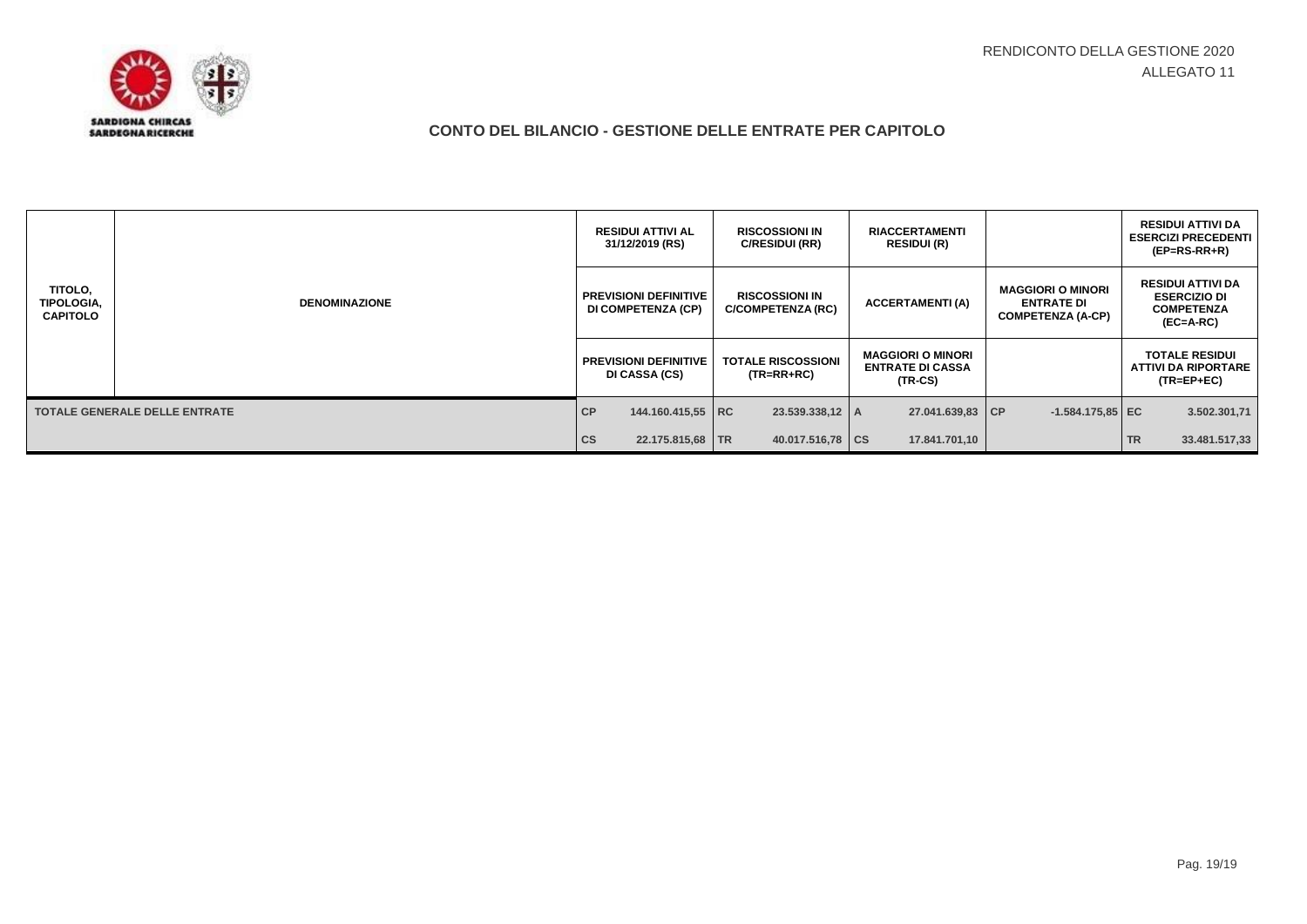RENDICONTO DELLA GESTIONE 2020

ALLEGATO 11

## CONTO DEL BILANCIO - GESTIONE DELLE ENTRATE PER CAPITOLO

| TITOLO, TIPOLOGIA, CAPITOLO | DENOMINAZIONE | | RESIDUI ATTIVI AL 31/12/2019 (RS) | | RISCOSSIONI IN C/RESIDUI (RR) | | RIACCERTAMENTI RESIDUI (R) | | | | RESIDUI ATTIVI DA ESERCIZI PRECEDENTI (EP=RS-RR+R) |
|---|---|---|---|---|---|---|---|---|---|---|---|
| | | | PREVISIONI DEFINITIVE DI COMPETENZA (CP) | | RISCOSSIONI IN C/COMPETENZA (RC) | | ACCERTAMENTI (A) | | MAGGIORI O MINORI ENTRATE DI COMPETENZA (A-CP) | | RESIDUI ATTIVI DA ESERCIZIO DI COMPETENZA (EC=A-RC) |
| | | | PREVISIONI DEFINITIVE DI CASSA (CS) | | TOTALE RISCOSSIONI (TR=RR+RC) | | MAGGIORI O MINORI ENTRATE DI CASSA (TR-CS) | | | | TOTALE RESIDUI ATTIVI DA RIPORTARE (TR=EP+EC) |
| TOTALE GENERALE DELLE ENTRATE | | CP | 144.160.415,55 | RC | 23.539.338,12 | A | 27.041.639,83 | CP | -1.584.175,85 | EC | 3.502.301,71 |
| | | CS | 22.175.815,68 | TR | 40.017.516,78 | CS | 17.841.701,10 | | | TR | 33.481.517,33 |